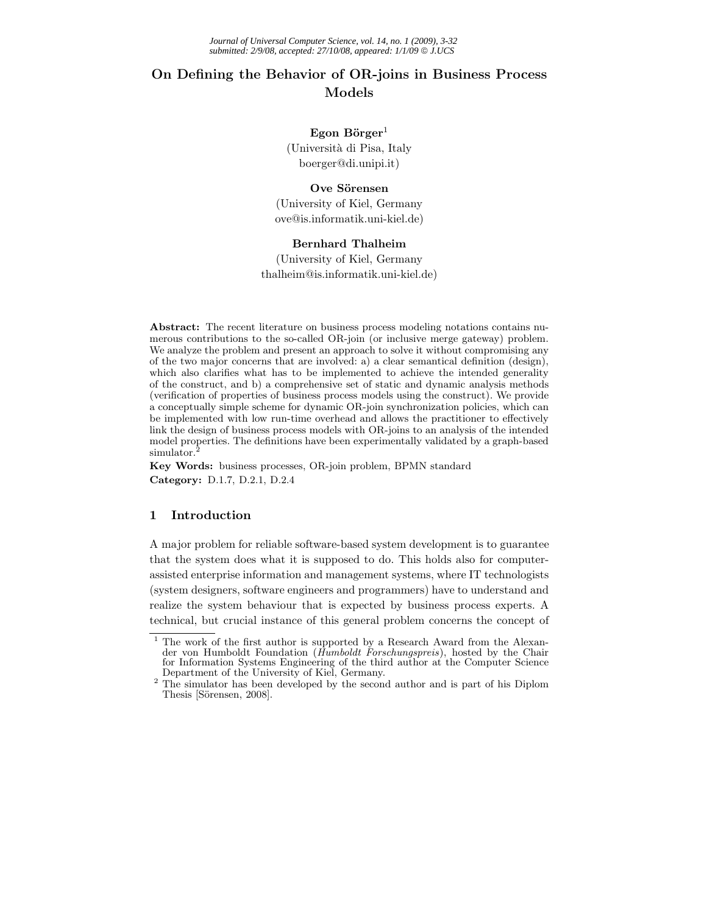# On Defining the Behavior of OR-joins in Business Process Models

**Egon Börger**[1]
(Università di Pisa, Italy
boerger@di.unipi.it)

**Ove Sörensen**
(University of Kiel, Germany
ove@is.informatik.uni-kiel.de)

**Bernhard Thalheim**
(University of Kiel, Germany
thalheim@is.informatik.uni-kiel.de)

**Abstract:** The recent literature on business process modeling notations contains numerous contributions to the so-called OR-join (or inclusive merge gateway) problem. We analyze the problem and present an approach to solve it without compromising any of the two major concerns that are involved: a) a clear semantical definition (design), which also clarifies what has to be implemented to achieve the intended generality of the construct, and b) a comprehensive set of static and dynamic analysis methods (verification of properties of business process models using the construct). We provide a conceptually simple scheme for dynamic OR-join synchronization policies, which can be implemented with low run-time overhead and allows the practitioner to effectively link the design of business process models with OR-joins to an analysis of the intended model properties. The definitions have been experimentally validated by a graph-based simulator.[2]

**Key Words:** business processes, OR-join problem, BPMN standard

**Category:** D.1.7, D.2.1, D.2.4

## 1 Introduction

A major problem for reliable software-based system development is to guarantee that the system does what it is supposed to do. This holds also for computer-assisted enterprise information and management systems, where IT technologists (system designers, software engineers and programmers) have to understand and realize the system behaviour that is expected by business process experts. A technical, but crucial instance of this general problem concerns the concept of

---

[1] The work of the first author is supported by a Research Award from the Alexander von Humboldt Foundation (*Humboldt Forschungspreis*), hosted by the Chair for Information Systems Engineering of the third author at the Computer Science Department of the University of Kiel, Germany.

[2] The simulator has been developed by the second author and is part of his Diplom Thesis [Sörensen, 2008].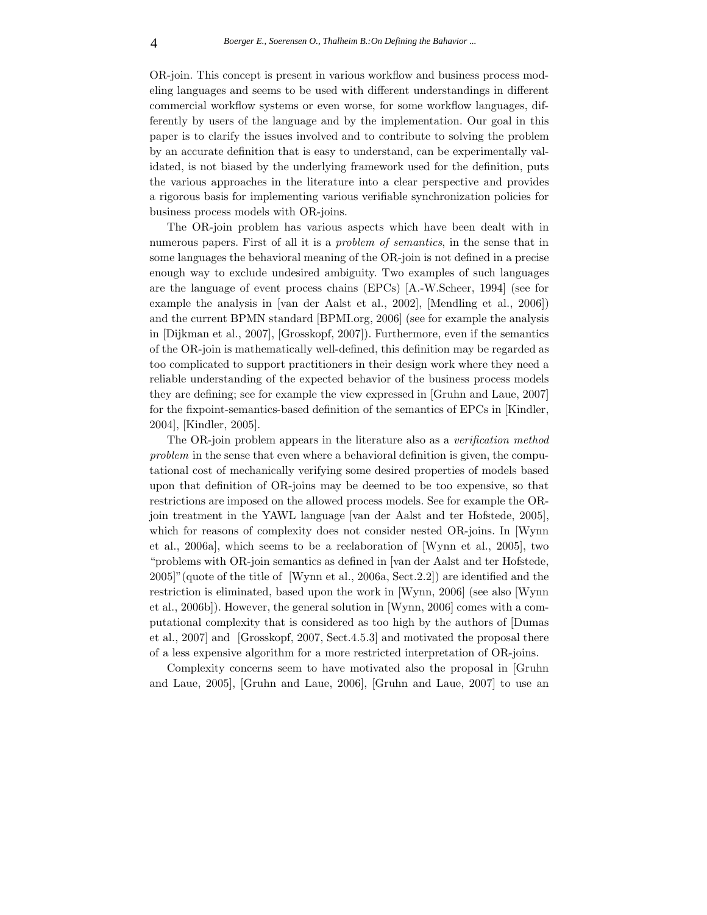OR-join. This concept is present in various workflow and business process modeling languages and seems to be used with different understandings in different commercial workflow systems or even worse, for some workflow languages, differently by users of the language and by the implementation. Our goal in this paper is to clarify the issues involved and to contribute to solving the problem by an accurate definition that is easy to understand, can be experimentally validated, is not biased by the underlying framework used for the definition, puts the various approaches in the literature into a clear perspective and provides a rigorous basis for implementing various verifiable synchronization policies for business process models with OR-joins.

The OR-join problem has various aspects which have been dealt with in numerous papers. First of all it is a *problem of semantics*, in the sense that in some languages the behavioral meaning of the OR-join is not defined in a precise enough way to exclude undesired ambiguity. Two examples of such languages are the language of event process chains (EPCs) [A.-W.Scheer, 1994] (see for example the analysis in [van der Aalst et al., 2002], [Mendling et al., 2006]) and the current BPMN standard [BPMI.org, 2006] (see for example the analysis in [Dijkman et al., 2007], [Grosskopf, 2007]). Furthermore, even if the semantics of the OR-join is mathematically well-defined, this definition may be regarded as too complicated to support practitioners in their design work where they need a reliable understanding of the expected behavior of the business process models they are defining; see for example the view expressed in [Gruhn and Laue, 2007] for the fixpoint-semantics-based definition of the semantics of EPCs in [Kindler, 2004], [Kindler, 2005].

The OR-join problem appears in the literature also as a *verification method problem* in the sense that even where a behavioral definition is given, the computational cost of mechanically verifying some desired properties of models based upon that definition of OR-joins may be deemed to be too expensive, so that restrictions are imposed on the allowed process models. See for example the OR-join treatment in the YAWL language [van der Aalst and ter Hofstede, 2005], which for reasons of complexity does not consider nested OR-joins. In [Wynn et al., 2006a], which seems to be a reelaboration of [Wynn et al., 2005], two "problems with OR-join semantics as defined in [van der Aalst and ter Hofstede, 2005]"(quote of the title of [Wynn et al., 2006a, Sect.2.2]) are identified and the restriction is eliminated, based upon the work in [Wynn, 2006] (see also [Wynn et al., 2006b]). However, the general solution in [Wynn, 2006] comes with a computational complexity that is considered as too high by the authors of [Dumas et al., 2007] and [Grosskopf, 2007, Sect.4.5.3] and motivated the proposal there of a less expensive algorithm for a more restricted interpretation of OR-joins.

Complexity concerns seem to have motivated also the proposal in [Gruhn and Laue, 2005], [Gruhn and Laue, 2006], [Gruhn and Laue, 2007] to use an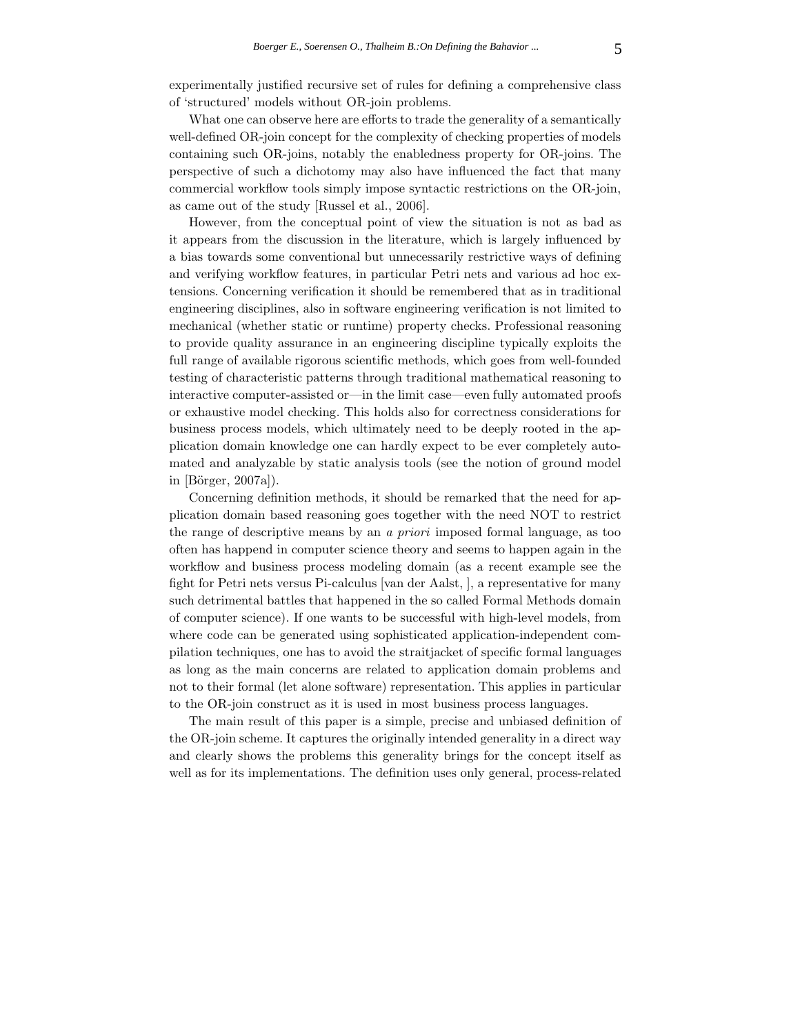experimentally justified recursive set of rules for defining a comprehensive class of 'structured' models without OR-join problems.

What one can observe here are efforts to trade the generality of a semantically well-defined OR-join concept for the complexity of checking properties of models containing such OR-joins, notably the enabledness property for OR-joins. The perspective of such a dichotomy may also have influenced the fact that many commercial workflow tools simply impose syntactic restrictions on the OR-join, as came out of the study [Russel et al., 2006].

However, from the conceptual point of view the situation is not as bad as it appears from the discussion in the literature, which is largely influenced by a bias towards some conventional but unnecessarily restrictive ways of defining and verifying workflow features, in particular Petri nets and various ad hoc extensions. Concerning verification it should be remembered that as in traditional engineering disciplines, also in software engineering verification is not limited to mechanical (whether static or runtime) property checks. Professional reasoning to provide quality assurance in an engineering discipline typically exploits the full range of available rigorous scientific methods, which goes from well-founded testing of characteristic patterns through traditional mathematical reasoning to interactive computer-assisted or—in the limit case—even fully automated proofs or exhaustive model checking. This holds also for correctness considerations for business process models, which ultimately need to be deeply rooted in the application domain knowledge one can hardly expect to be ever completely automated and analyzable by static analysis tools (see the notion of ground model in [Börger, 2007a]).

Concerning definition methods, it should be remarked that the need for application domain based reasoning goes together with the need NOT to restrict the range of descriptive means by an *a priori* imposed formal language, as too often has happend in computer science theory and seems to happen again in the workflow and business process modeling domain (as a recent example see the fight for Petri nets versus Pi-calculus [van der Aalst, ], a representative for many such detrimental battles that happened in the so called Formal Methods domain of computer science). If one wants to be successful with high-level models, from where code can be generated using sophisticated application-independent compilation techniques, one has to avoid the straitjacket of specific formal languages as long as the main concerns are related to application domain problems and not to their formal (let alone software) representation. This applies in particular to the OR-join construct as it is used in most business process languages.

The main result of this paper is a simple, precise and unbiased definition of the OR-join scheme. It captures the originally intended generality in a direct way and clearly shows the problems this generality brings for the concept itself as well as for its implementations. The definition uses only general, process-related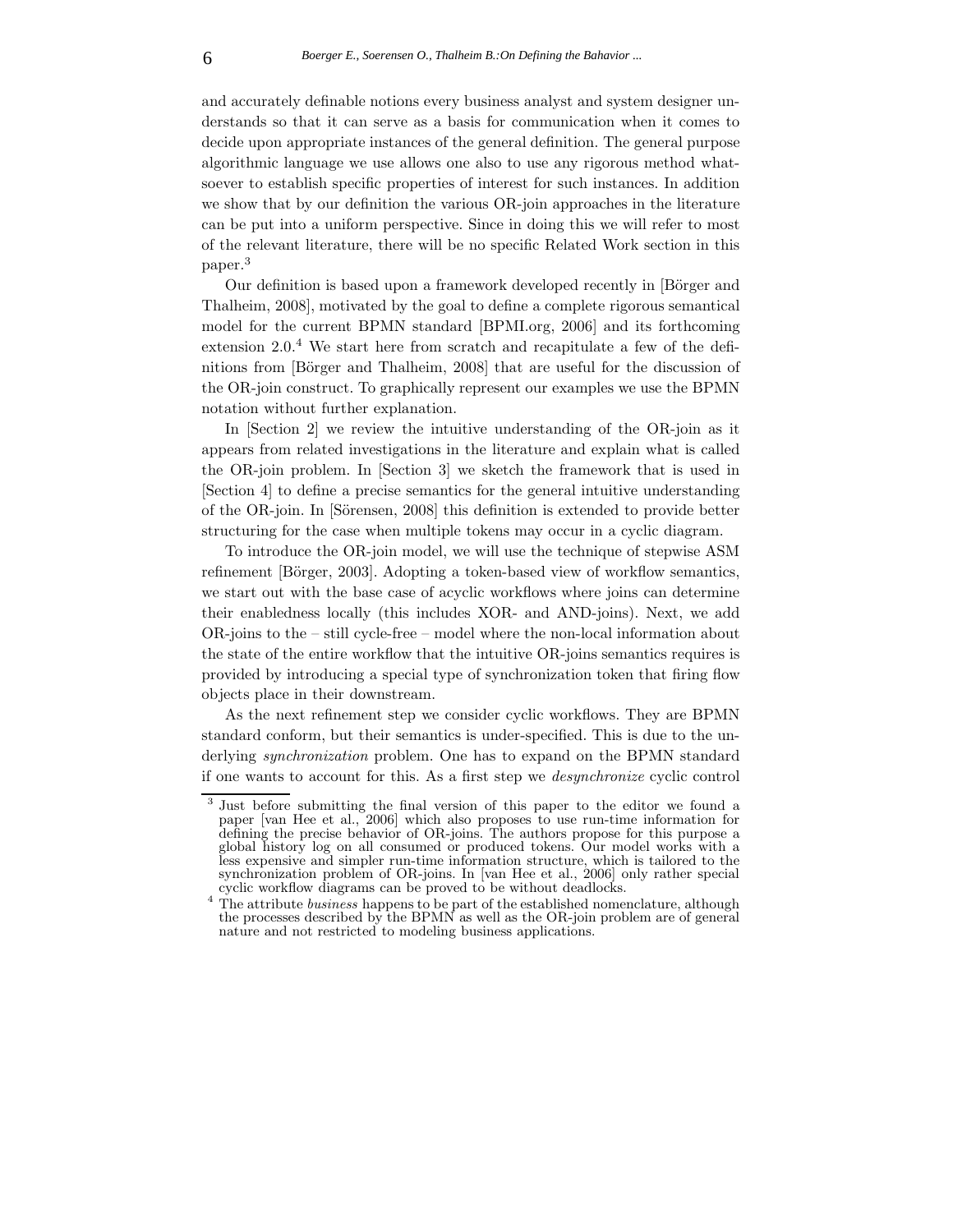and accurately definable notions every business analyst and system designer understands so that it can serve as a basis for communication when it comes to decide upon appropriate instances of the general definition. The general purpose algorithmic language we use allows one also to use any rigorous method whatsoever to establish specific properties of interest for such instances. In addition we show that by our definition the various OR-join approaches in the literature can be put into a uniform perspective. Since in doing this we will refer to most of the relevant literature, there will be no specific Related Work section in this paper.[3]

Our definition is based upon a framework developed recently in [Börger and Thalheim, 2008], motivated by the goal to define a complete rigorous semantical model for the current BPMN standard [BPMI.org, 2006] and its forthcoming extension 2.0.[4] We start here from scratch and recapitulate a few of the definitions from [Börger and Thalheim, 2008] that are useful for the discussion of the OR-join construct. To graphically represent our examples we use the BPMN notation without further explanation.

In [Section 2] we review the intuitive understanding of the OR-join as it appears from related investigations in the literature and explain what is called the OR-join problem. In [Section 3] we sketch the framework that is used in [Section 4] to define a precise semantics for the general intuitive understanding of the OR-join. In [Sörensen, 2008] this definition is extended to provide better structuring for the case when multiple tokens may occur in a cyclic diagram.

To introduce the OR-join model, we will use the technique of stepwise ASM refinement [Börger, 2003]. Adopting a token-based view of workflow semantics, we start out with the base case of acyclic workflows where joins can determine their enabledness locally (this includes XOR- and AND-joins). Next, we add OR-joins to the – still cycle-free – model where the non-local information about the state of the entire workflow that the intuitive OR-joins semantics requires is provided by introducing a special type of synchronization token that firing flow objects place in their downstream.

As the next refinement step we consider cyclic workflows. They are BPMN standard conform, but their semantics is under-specified. This is due to the underlying *synchronization* problem. One has to expand on the BPMN standard if one wants to account for this. As a first step we *desynchronize* cyclic control

---

[3] Just before submitting the final version of this paper to the editor we found a paper [van Hee et al., 2006] which also proposes to use run-time information for defining the precise behavior of OR-joins. The authors propose for this purpose a global history log on all consumed or produced tokens. Our model works with a less expensive and simpler run-time information structure, which is tailored to the synchronization problem of OR-joins. In [van Hee et al., 2006] only rather special cyclic workflow diagrams can be proved to be without deadlocks.

[4] The attribute *business* happens to be part of the established nomenclature, although the processes described by the BPMN as well as the OR-join problem are of general nature and not restricted to modeling business applications.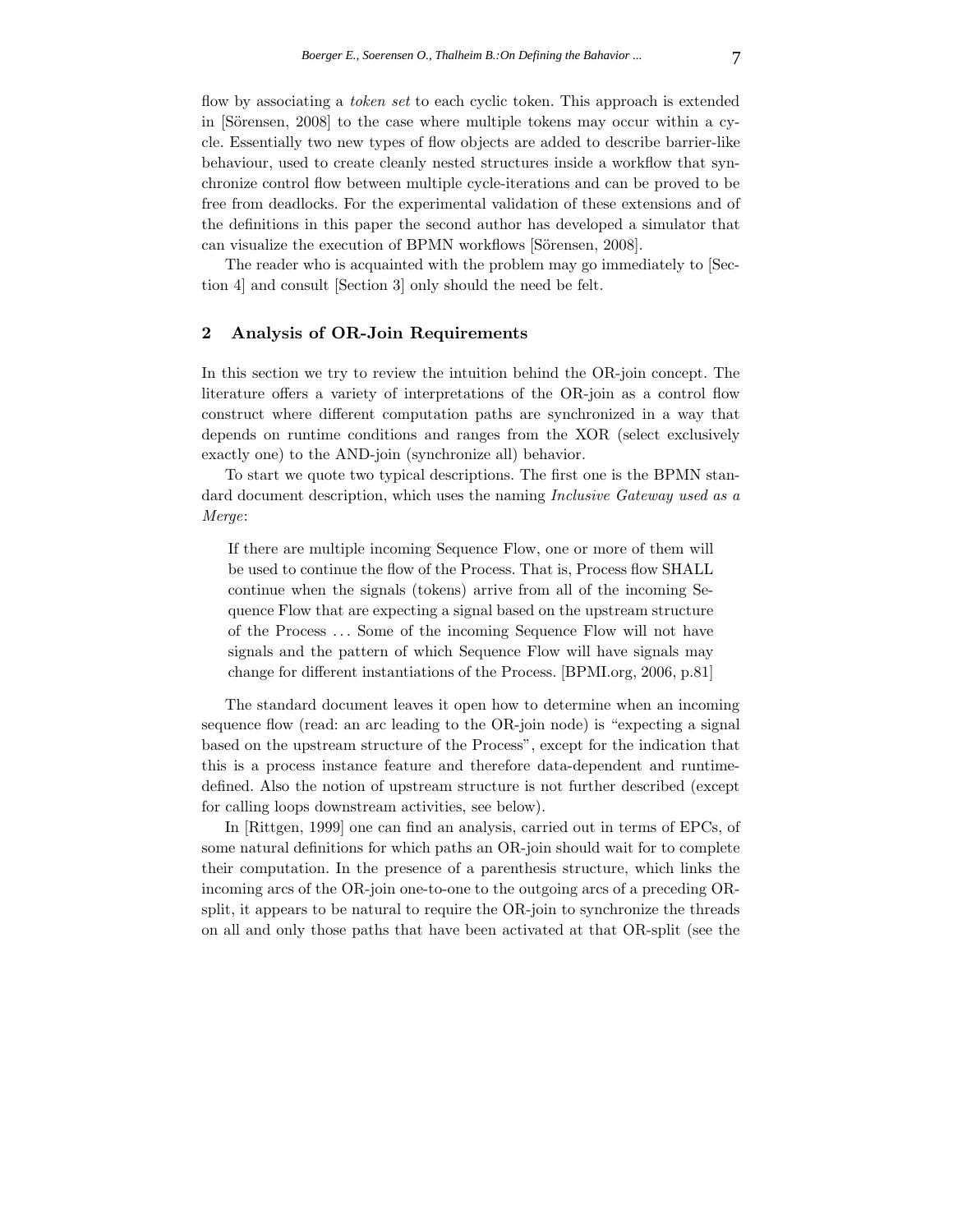flow by associating a *token set* to each cyclic token. This approach is extended in [Sörensen, 2008] to the case where multiple tokens may occur within a cycle. Essentially two new types of flow objects are added to describe barrier-like behaviour, used to create cleanly nested structures inside a workflow that synchronize control flow between multiple cycle-iterations and can be proved to be free from deadlocks. For the experimental validation of these extensions and of the definitions in this paper the second author has developed a simulator that can visualize the execution of BPMN workflows [Sörensen, 2008].

The reader who is acquainted with the problem may go immediately to [Section 4] and consult [Section 3] only should the need be felt.

## 2 Analysis of OR-Join Requirements

In this section we try to review the intuition behind the OR-join concept. The literature offers a variety of interpretations of the OR-join as a control flow construct where different computation paths are synchronized in a way that depends on runtime conditions and ranges from the XOR (select exclusively exactly one) to the AND-join (synchronize all) behavior.

To start we quote two typical descriptions. The first one is the BPMN standard document description, which uses the naming *Inclusive Gateway used as a Merge*:

> If there are multiple incoming Sequence Flow, one or more of them will be used to continue the flow of the Process. That is, Process flow SHALL continue when the signals (tokens) arrive from all of the incoming Sequence Flow that are expecting a signal based on the upstream structure of the Process ... Some of the incoming Sequence Flow will not have signals and the pattern of which Sequence Flow will have signals may change for different instantiations of the Process. [BPMI.org, 2006, p.81]

The standard document leaves it open how to determine when an incoming sequence flow (read: an arc leading to the OR-join node) is "expecting a signal based on the upstream structure of the Process", except for the indication that this is a process instance feature and therefore data-dependent and runtime-defined. Also the notion of upstream structure is not further described (except for calling loops downstream activities, see below).

In [Rittgen, 1999] one can find an analysis, carried out in terms of EPCs, of some natural definitions for which paths an OR-join should wait for to complete their computation. In the presence of a parenthesis structure, which links the incoming arcs of the OR-join one-to-one to the outgoing arcs of a preceding OR-split, it appears to be natural to require the OR-join to synchronize the threads on all and only those paths that have been activated at that OR-split (see the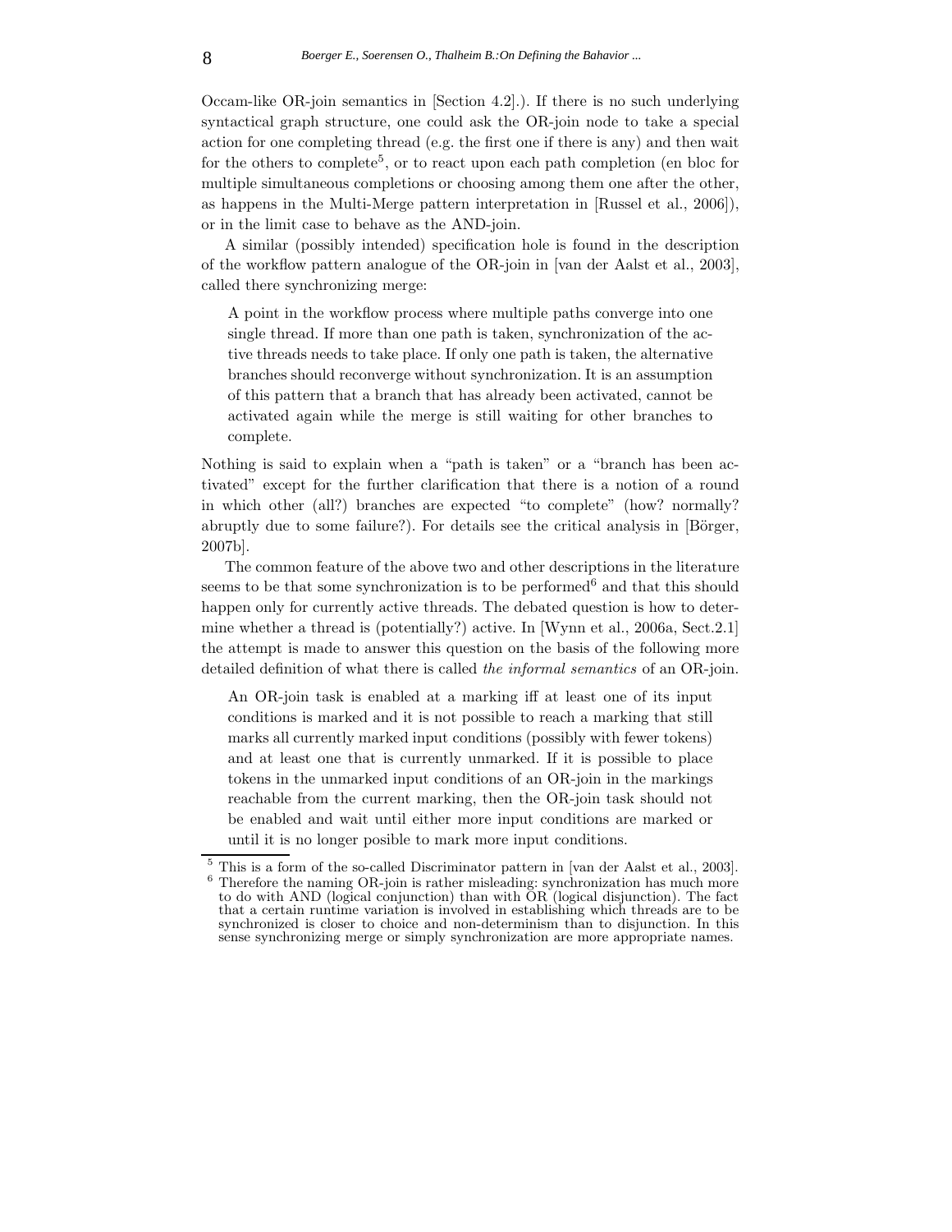Occam-like OR-join semantics in [Section 4.2].). If there is no such underlying syntactical graph structure, one could ask the OR-join node to take a special action for one completing thread (e.g. the first one if there is any) and then wait for the others to complete[5], or to react upon each path completion (en bloc for multiple simultaneous completions or choosing among them one after the other, as happens in the Multi-Merge pattern interpretation in [Russel et al., 2006]), or in the limit case to behave as the AND-join.

A similar (possibly intended) specification hole is found in the description of the workflow pattern analogue of the OR-join in [van der Aalst et al., 2003], called there synchronizing merge:

> A point in the workflow process where multiple paths converge into one single thread. If more than one path is taken, synchronization of the active threads needs to take place. If only one path is taken, the alternative branches should reconverge without synchronization. It is an assumption of this pattern that a branch that has already been activated, cannot be activated again while the merge is still waiting for other branches to complete.

Nothing is said to explain when a "path is taken" or a "branch has been activated" except for the further clarification that there is a notion of a round in which other (all?) branches are expected "to complete" (how? normally? abruptly due to some failure?). For details see the critical analysis in [Börger, 2007b].

The common feature of the above two and other descriptions in the literature seems to be that some synchronization is to be performed[6] and that this should happen only for currently active threads. The debated question is how to determine whether a thread is (potentially?) active. In [Wynn et al., 2006a, Sect.2.1] the attempt is made to answer this question on the basis of the following more detailed definition of what there is called *the informal semantics* of an OR-join.

> An OR-join task is enabled at a marking iff at least one of its input conditions is marked and it is not possible to reach a marking that still marks all currently marked input conditions (possibly with fewer tokens) and at least one that is currently unmarked. If it is possible to place tokens in the unmarked input conditions of an OR-join in the markings reachable from the current marking, then the OR-join task should not be enabled and wait until either more input conditions are marked or until it is no longer posible to mark more input conditions.

[5] This is a form of the so-called Discriminator pattern in [van der Aalst et al., 2003].

[6] Therefore the naming OR-join is rather misleading: synchronization has much more to do with AND (logical conjunction) than with OR (logical disjunction). The fact that a certain runtime variation is involved in establishing which threads are to be synchronized is closer to choice and non-determinism than to disjunction. In this sense synchronizing merge or simply synchronization are more appropriate names.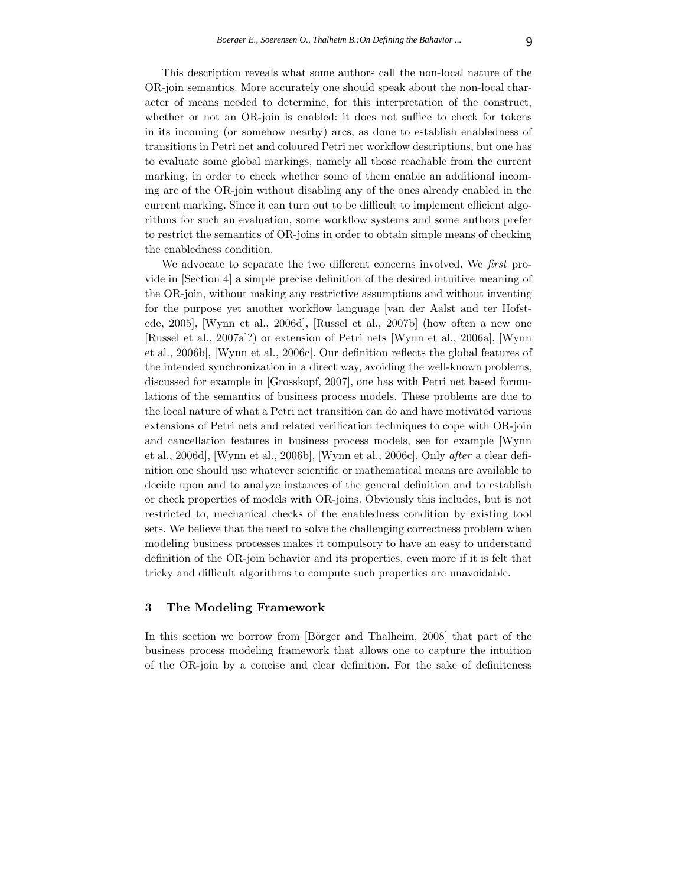This description reveals what some authors call the non-local nature of the OR-join semantics. More accurately one should speak about the non-local character of means needed to determine, for this interpretation of the construct, whether or not an OR-join is enabled: it does not suffice to check for tokens in its incoming (or somehow nearby) arcs, as done to establish enabledness of transitions in Petri net and coloured Petri net workflow descriptions, but one has to evaluate some global markings, namely all those reachable from the current marking, in order to check whether some of them enable an additional incoming arc of the OR-join without disabling any of the ones already enabled in the current marking. Since it can turn out to be difficult to implement efficient algorithms for such an evaluation, some workflow systems and some authors prefer to restrict the semantics of OR-joins in order to obtain simple means of checking the enabledness condition.

We advocate to separate the two different concerns involved. We *first* provide in [Section 4] a simple precise definition of the desired intuitive meaning of the OR-join, without making any restrictive assumptions and without inventing for the purpose yet another workflow language [van der Aalst and ter Hofstede, 2005], [Wynn et al., 2006d], [Russel et al., 2007b] (how often a new one [Russel et al., 2007a]?) or extension of Petri nets [Wynn et al., 2006a], [Wynn et al., 2006b], [Wynn et al., 2006c]. Our definition reflects the global features of the intended synchronization in a direct way, avoiding the well-known problems, discussed for example in [Grosskopf, 2007], one has with Petri net based formulations of the semantics of business process models. These problems are due to the local nature of what a Petri net transition can do and have motivated various extensions of Petri nets and related verification techniques to cope with OR-join and cancellation features in business process models, see for example [Wynn et al., 2006d], [Wynn et al., 2006b], [Wynn et al., 2006c]. Only *after* a clear definition one should use whatever scientific or mathematical means are available to decide upon and to analyze instances of the general definition and to establish or check properties of models with OR-joins. Obviously this includes, but is not restricted to, mechanical checks of the enabledness condition by existing tool sets. We believe that the need to solve the challenging correctness problem when modeling business processes makes it compulsory to have an easy to understand definition of the OR-join behavior and its properties, even more if it is felt that tricky and difficult algorithms to compute such properties are unavoidable.

## 3 The Modeling Framework

In this section we borrow from [Börger and Thalheim, 2008] that part of the business process modeling framework that allows one to capture the intuition of the OR-join by a concise and clear definition. For the sake of definiteness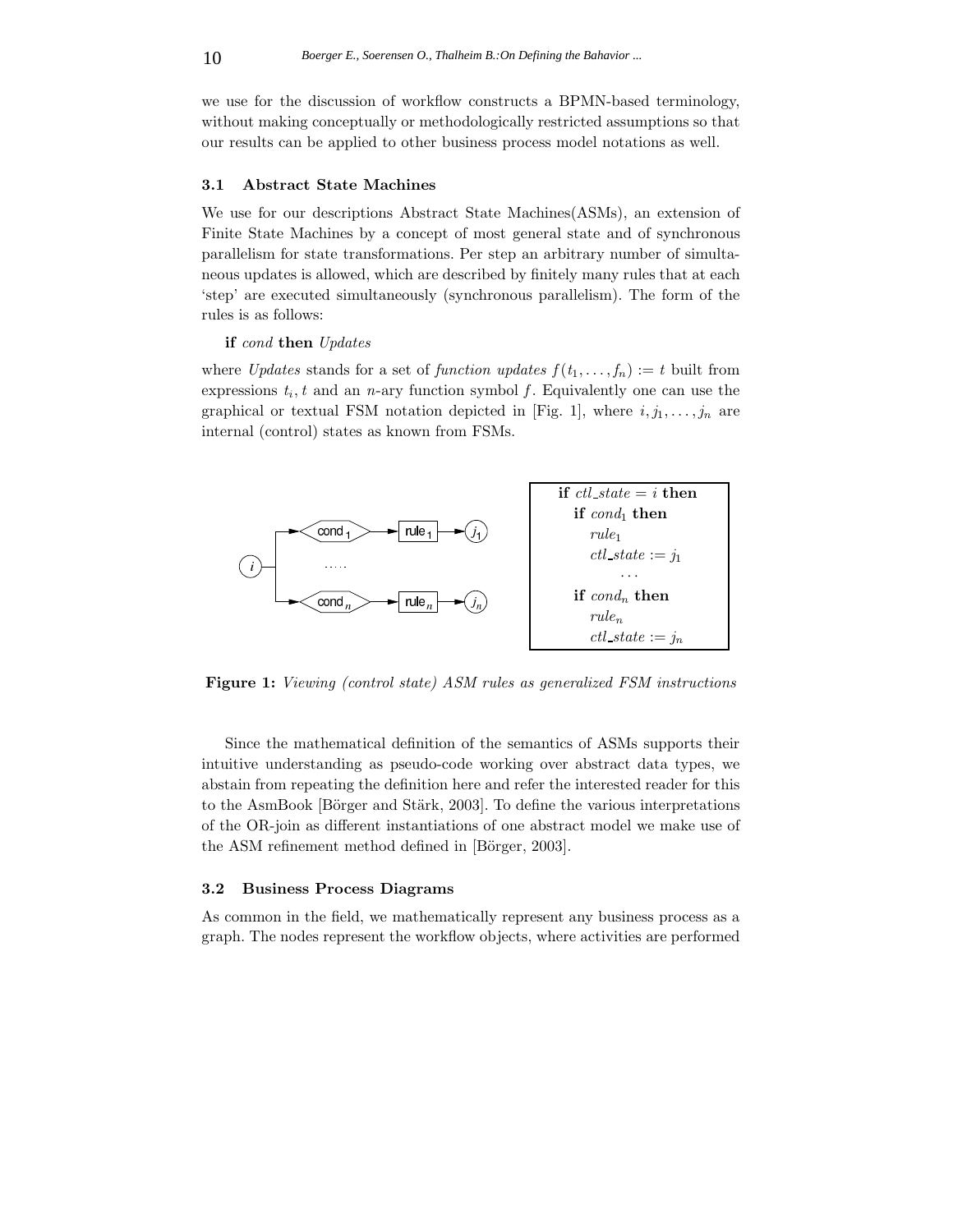we use for the discussion of workflow constructs a BPMN-based terminology, without making conceptually or methodologically restricted assumptions so that our results can be applied to other business process model notations as well.

### 3.1 Abstract State Machines

We use for our descriptions Abstract State Machines(ASMs), an extension of Finite State Machines by a concept of most general state and of synchronous parallelism for state transformations. Per step an arbitrary number of simultaneous updates is allowed, which are described by finitely many rules that at each 'step' are executed simultaneously (synchronous parallelism). The form of the rules is as follows:

**if** *cond* **then** *Updates*

where *Updates* stands for a set of *function updates* $f(t_1, \ldots, f_n) := t$ built from expressions $t_i, t$ and an $n$-ary function symbol $f$. Equivalently one can use the graphical or textual FSM notation depicted in [Fig. 1], where $i, j_1, \ldots, j_n$ are internal (control) states as known from FSMs.

```
if ctl_state = i then
   if cond_1 then
      rule_1
      ctl_state := j_1
         ...
   if cond_n then
      rule_n
      ctl_state := j_n
```

**Figure 1:** *Viewing (control state) ASM rules as generalized FSM instructions*

Since the mathematical definition of the semantics of ASMs supports their intuitive understanding as pseudo-code working over abstract data types, we abstain from repeating the definition here and refer the interested reader for this to the AsmBook [Börger and Stärk, 2003]. To define the various interpretations of the OR-join as different instantiations of one abstract model we make use of the ASM refinement method defined in [Börger, 2003].

### 3.2 Business Process Diagrams

As common in the field, we mathematically represent any business process as a graph. The nodes represent the workflow objects, where activities are performed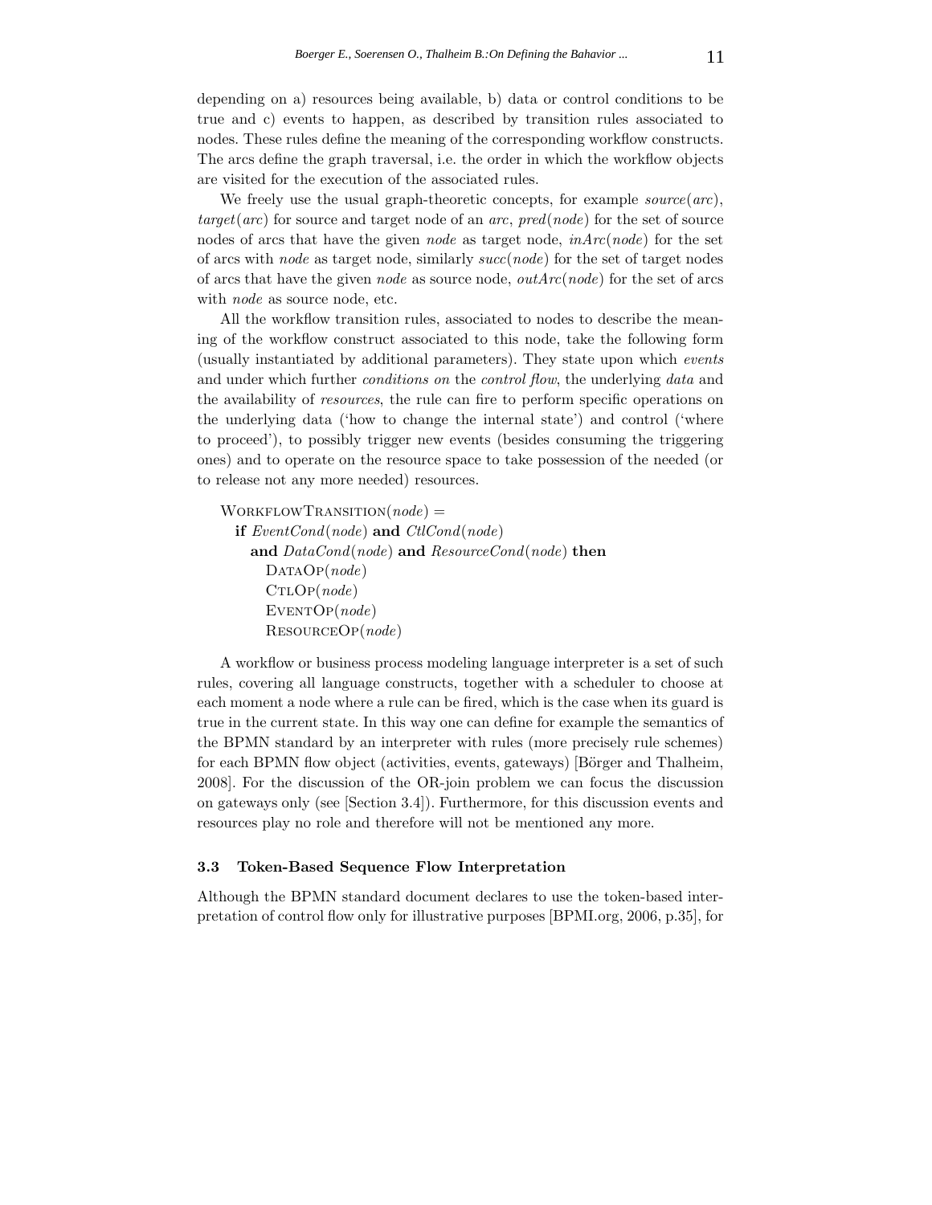depending on a) resources being available, b) data or control conditions to be true and c) events to happen, as described by transition rules associated to nodes. These rules define the meaning of the corresponding workflow constructs. The arcs define the graph traversal, i.e. the order in which the workflow objects are visited for the execution of the associated rules.

We freely use the usual graph-theoretic concepts, for example *source*(*arc*), *target*(*arc*) for source and target node of an *arc*, *pred*(*node*) for the set of source nodes of arcs that have the given *node* as target node, *inArc*(*node*) for the set of arcs with *node* as target node, similarly *succ*(*node*) for the set of target nodes of arcs that have the given *node* as source node, *outArc*(*node*) for the set of arcs with *node* as source node, etc.

All the workflow transition rules, associated to nodes to describe the meaning of the workflow construct associated to this node, take the following form (usually instantiated by additional parameters). They state upon which *events* and under which further *conditions on* the *control flow*, the underlying *data* and the availability of *resources*, the rule can fire to perform specific operations on the underlying data ('how to change the internal state') and control ('where to proceed'), to possibly trigger new events (besides consuming the triggering ones) and to operate on the resource space to take possession of the needed (or to release not any more needed) resources.

```
WorkflowTransition(node) =
  if EventCond(node) and CtlCond(node)
    and DataCond(node) and ResourceCond(node) then
      DataOp(node)
      CtlOp(node)
      EventOp(node)
      ResourceOp(node)
```

A workflow or business process modeling language interpreter is a set of such rules, covering all language constructs, together with a scheduler to choose at each moment a node where a rule can be fired, which is the case when its guard is true in the current state. In this way one can define for example the semantics of the BPMN standard by an interpreter with rules (more precisely rule schemes) for each BPMN flow object (activities, events, gateways) [Börger and Thalheim, 2008]. For the discussion of the OR-join problem we can focus the discussion on gateways only (see [Section 3.4]). Furthermore, for this discussion events and resources play no role and therefore will not be mentioned any more.

### 3.3 Token-Based Sequence Flow Interpretation

Although the BPMN standard document declares to use the token-based interpretation of control flow only for illustrative purposes [BPMI.org, 2006, p.35], for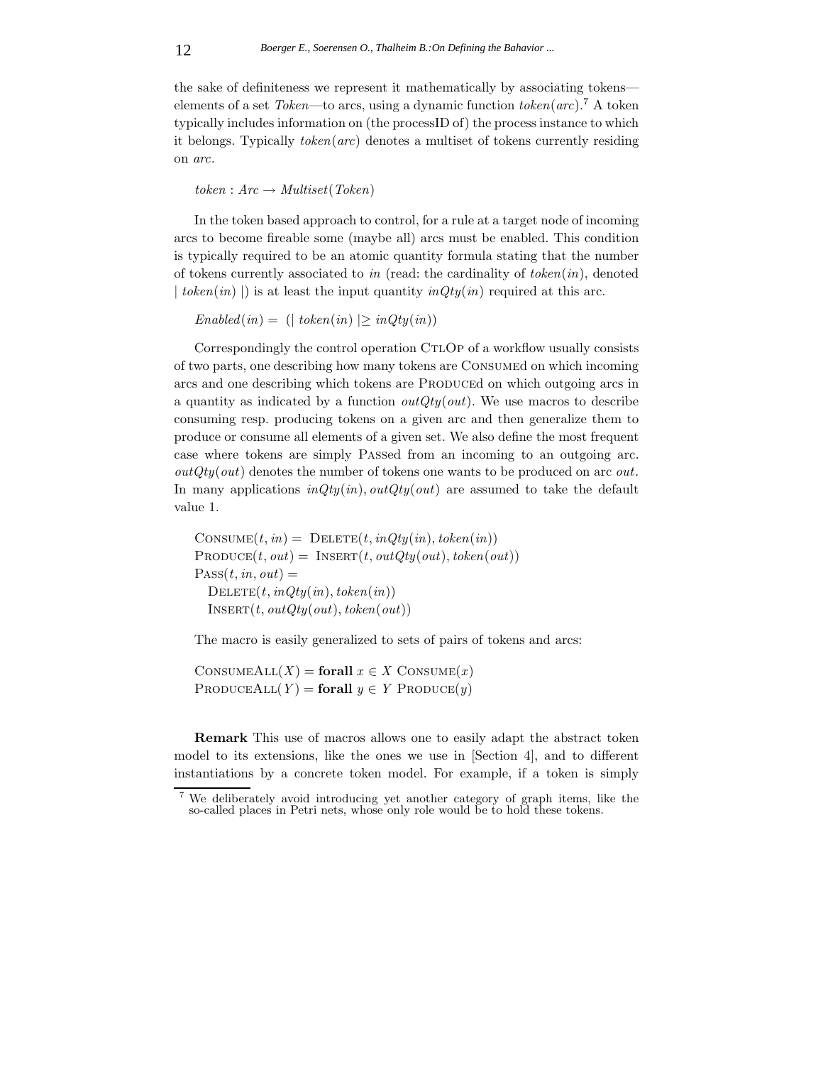the sake of definiteness we represent it mathematically by associating tokens—elements of a set *Token*—to arcs, using a dynamic function *token*(*arc*).[7] A token typically includes information on (the processID of) the process instance to which it belongs. Typically *token*(*arc*) denotes a multiset of tokens currently residing on *arc*.

$$token : Arc \rightarrow Multiset(Token)$$

In the token based approach to control, for a rule at a target node of incoming arcs to become fireable some (maybe all) arcs must be enabled. This condition is typically required to be an atomic quantity formula stating that the number of tokens currently associated to *in* (read: the cardinality of *token*(*in*), denoted $| token(in) |$) is at least the input quantity *inQty*(*in*) required at this arc.

$$Enabled(in) = (| token(in) | \geq inQty(in))$$

Correspondingly the control operation CtlOp of a workflow usually consists of two parts, one describing how many tokens are Consumed on which incoming arcs and one describing which tokens are Produced on which outgoing arcs in a quantity as indicated by a function *outQty*(*out*). We use macros to describe consuming resp. producing tokens on a given arc and then generalize them to produce or consume all elements of a given set. We also define the most frequent case where tokens are simply Passed from an incoming to an outgoing arc. *outQty*(*out*) denotes the number of tokens one wants to be produced on arc *out*. In many applications *inQty*(*in*), *outQty*(*out*) are assumed to take the default value 1.

$$\begin{aligned}
&\textsc{Consume}(t, in) = \textsc{Delete}(t, inQty(in), token(in))\\
&\textsc{Produce}(t, out) = \textsc{Insert}(t, outQty(out), token(out))\\
&\textsc{Pass}(t, in, out) =\\
&\quad \textsc{Delete}(t, inQty(in), token(in))\\
&\quad \textsc{Insert}(t, outQty(out), token(out))
\end{aligned}$$

The macro is easily generalized to sets of pairs of tokens and arcs:

$$\begin{aligned}
&\textsc{ConsumeAll}(X) = \textbf{forall } x \in X \ \textsc{Consume}(x)\\
&\textsc{ProduceAll}(Y) = \textbf{forall } y \in Y \ \textsc{Produce}(y)
\end{aligned}$$

**Remark** This use of macros allows one to easily adapt the abstract token model to its extensions, like the ones we use in [Section 4], and to different instantiations by a concrete token model. For example, if a token is simply

[7] We deliberately avoid introducing yet another category of graph items, like the so-called places in Petri nets, whose only role would be to hold these tokens.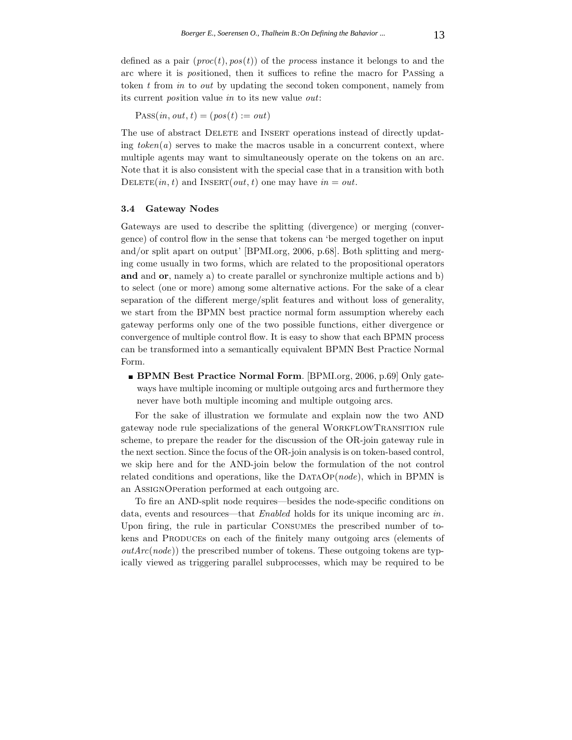defined as a pair $(proc(t), pos(t))$ of the *proc*ess instance it belongs to and the arc where it is *pos*itioned, then it suffices to refine the macro for PASSing a token $t$ from *in* to *out* by updating the second token component, namely from its current *pos*ition value *in* to its new value *out*:

$\text{PASS}(in, out, t) = (pos(t) := out)$

The use of abstract DELETE and INSERT operations instead of directly updating $token(a)$ serves to make the macros usable in a concurrent context, where multiple agents may want to simultaneously operate on the tokens on an arc. Note that it is also consistent with the special case that in a transition with both $\text{DELETE}(in, t)$ and $\text{INSERT}(out, t)$ one may have $in = out$.

### 3.4 Gateway Nodes

Gateways are used to describe the splitting (divergence) or merging (convergence) of control flow in the sense that tokens can 'be merged together on input and/or split apart on output' [BPMI.org, 2006, p.68]. Both splitting and merging come usually in two forms, which are related to the propositional operators **and** and **or**, namely a) to create parallel or synchronize multiple actions and b) to select (one or more) among some alternative actions. For the sake of a clear separation of the different merge/split features and without loss of generality, we start from the BPMN best practice normal form assumption whereby each gateway performs only one of the two possible functions, either divergence or convergence of multiple control flow. It is easy to show that each BPMN process can be transformed into a semantically equivalent BPMN Best Practice Normal Form.

- **BPMN Best Practice Normal Form**. [BPMI.org, 2006, p.69] Only gateways have multiple incoming or multiple outgoing arcs and furthermore they never have both multiple incoming and multiple outgoing arcs.

For the sake of illustration we formulate and explain now the two AND gateway node rule specializations of the general WORKFLOWTRANSITION rule scheme, to prepare the reader for the discussion of the OR-join gateway rule in the next section. Since the focus of the OR-join analysis is on token-based control, we skip here and for the AND-join below the formulation of the not control related conditions and operations, like the $\text{DATAOP}(node)$, which in BPMN is an ASSIGNOPeration performed at each outgoing arc.

To fire an AND-split node requires—besides the node-specific conditions on data, events and resources—that *Enabled* holds for its unique incoming arc *in*. Upon firing, the rule in particular CONSUMEs the prescribed number of tokens and PRODUCEs on each of the finitely many outgoing arcs (elements of $outArc(node)$) the prescribed number of tokens. These outgoing tokens are typically viewed as triggering parallel subprocesses, which may be required to be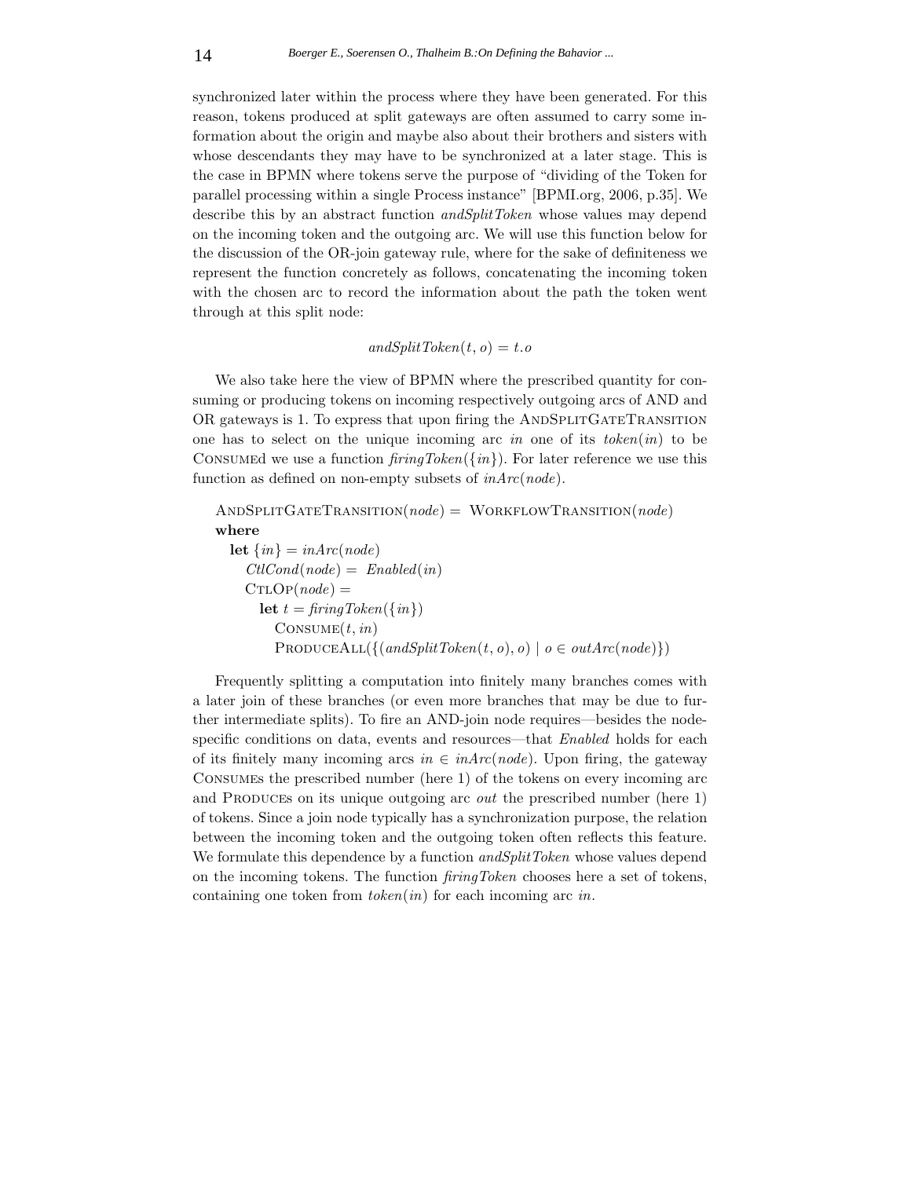synchronized later within the process where they have been generated. For this reason, tokens produced at split gateways are often assumed to carry some information about the origin and maybe also about their brothers and sisters with whose descendants they may have to be synchronized at a later stage. This is the case in BPMN where tokens serve the purpose of "dividing of the Token for parallel processing within a single Process instance" [BPMI.org, 2006, p.35]. We describe this by an abstract function *andSplitToken* whose values may depend on the incoming token and the outgoing arc. We will use this function below for the discussion of the OR-join gateway rule, where for the sake of definiteness we represent the function concretely as follows, concatenating the incoming token with the chosen arc to record the information about the path the token went through at this split node:

$$andSplitToken(t, o) = t.o$$

We also take here the view of BPMN where the prescribed quantity for consuming or producing tokens on incoming respectively outgoing arcs of AND and OR gateways is 1. To express that upon firing the AndSplitGateTransition one has to select on the unique incoming arc *in* one of its *token*(*in*) to be Consumed we use a function *firingToken*($\{in\}$). For later reference we use this function as defined on non-empty subsets of *inArc*(*node*).

AndSplitGateTransition(*node*) = WorkflowTransition(*node*)
**where**
  **let** $\{in\} = inArc(node)$
    *CtlCond*(*node*) = *Enabled*(*in*)
    CtlOp(*node*) =
      **let** $t = firingToken(\{in\})$
        Consume($t, in$)
        ProduceAll($\{(andSplitToken(t, o), o) \mid o \in outArc(node)\}$)

Frequently splitting a computation into finitely many branches comes with a later join of these branches (or even more branches that may be due to further intermediate splits). To fire an AND-join node requires—besides the node-specific conditions on data, events and resources—that *Enabled* holds for each of its finitely many incoming arcs $in \in inArc(node)$. Upon firing, the gateway Consumes the prescribed number (here 1) of the tokens on every incoming arc and Produces on its unique outgoing arc *out* the prescribed number (here 1) of tokens. Since a join node typically has a synchronization purpose, the relation between the incoming token and the outgoing token often reflects this feature. We formulate this dependence by a function *andSplitToken* whose values depend on the incoming tokens. The function *firingToken* chooses here a set of tokens, containing one token from *token*(*in*) for each incoming arc *in*.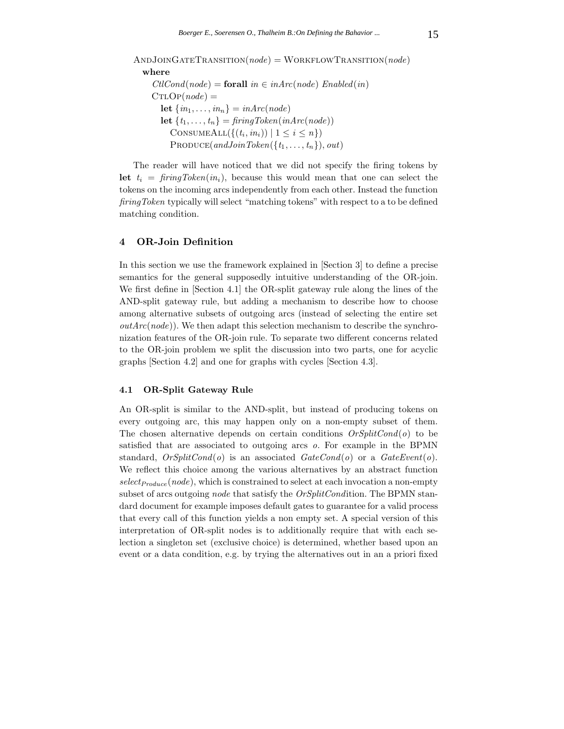$\text{AndJoinGateTransition}(node) = \text{WorkflowTransition}(node)$
**where**
$CtlCond(node) = \textbf{forall } in \in inArc(node)\ Enabled(in)$
$\text{CtlOp}(node) =$
$\quad \textbf{let } \{in_1, \ldots, in_n\} = inArc(node)$
$\quad \textbf{let } \{t_1, \ldots, t_n\} = firingToken(inArc(node))$
$\quad\quad \text{ConsumeAll}(\{(t_i, in_i)) \mid 1 \leq i \leq n\})$
$\quad\quad \text{Produce}(andJoinToken(\{t_1, \ldots, t_n\}), out)$

The reader will have noticed that we did not specify the firing tokens by **let** $t_i = firingToken(in_i)$, because this would mean that one can select the tokens on the incoming arcs independently from each other. Instead the function *firingToken* typically will select "matching tokens" with respect to a to be defined matching condition.

## 4 OR-Join Definition

In this section we use the framework explained in [Section 3] to define a precise semantics for the general supposedly intuitive understanding of the OR-join. We first define in [Section 4.1] the OR-split gateway rule along the lines of the AND-split gateway rule, but adding a mechanism to describe how to choose among alternative subsets of outgoing arcs (instead of selecting the entire set $outArc(node)$). We then adapt this selection mechanism to describe the synchronization features of the OR-join rule. To separate two different concerns related to the OR-join problem we split the discussion into two parts, one for acyclic graphs [Section 4.2] and one for graphs with cycles [Section 4.3].

### 4.1 OR-Split Gateway Rule

An OR-split is similar to the AND-split, but instead of producing tokens on every outgoing arc, this may happen only on a non-empty subset of them. The chosen alternative depends on certain conditions $OrSplitCond(o)$ to be satisfied that are associated to outgoing arcs $o$. For example in the BPMN standard, $OrSplitCond(o)$ is an associated $GateCond(o)$ or a $GateEvent(o)$. We reflect this choice among the various alternatives by an abstract function $select_{Produce}(node)$, which is constrained to select at each invocation a non-empty subset of arcs outgoing *node* that satisfy the *OrSplitCond*ition. The BPMN standard document for example imposes default gates to guarantee for a valid process that every call of this function yields a non empty set. A special version of this interpretation of OR-split nodes is to additionally require that with each selection a singleton set (exclusive choice) is determined, whether based upon an event or a data condition, e.g. by trying the alternatives out in an a priori fixed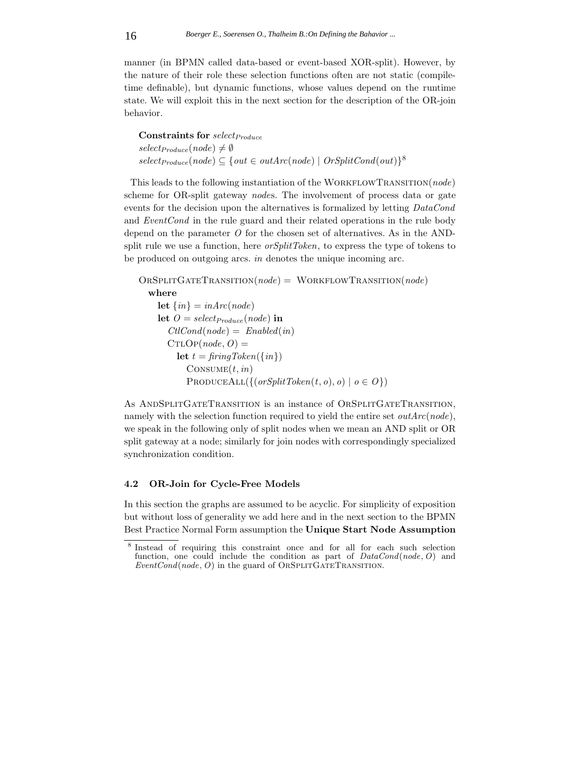manner (in BPMN called data-based or event-based XOR-split). However, by the nature of their role these selection functions often are not static (compile-time definable), but dynamic functions, whose values depend on the runtime state. We will exploit this in the next section for the description of the OR-join behavior.

**Constraints for** $select_{Produce}$
$select_{Produce}(node) \neq \emptyset$
$select_{Produce}(node) \subseteq \{out \in outArc(node) \mid OrSplitCond(out)\}$[8]

This leads to the following instantiation of the WorkflowTransition($node$) scheme for OR-split gateway $node$s. The involvement of process data or gate events for the decision upon the alternatives is formalized by letting $DataCond$ and $EventCond$ in the rule guard and their related operations in the rule body depend on the parameter $O$ for the chosen set of alternatives. As in the AND-split rule we use a function, here $orSplitToken$, to express the type of tokens to be produced on outgoing arcs. $in$ denotes the unique incoming arc.

OrSplitGateTransition($node$) = WorkflowTransition($node$)
  **where**
    **let** $\{in\} = inArc(node)$
    **let** $O = select_{Produce}(node)$ **in**
      $CtlCond(node) = Enabled(in)$
      CtlOp($node, O$) =
        **let** $t = firingToken(\{in\})$
          Consume($t, in$)
          ProduceAll($\{(orSplitToken(t, o), o) \mid o \in O\}$)

As AndSplitGateTransition is an instance of OrSplitGateTransition, namely with the selection function required to yield the entire set $outArc(node)$, we speak in the following only of split nodes when we mean an AND split or OR split gateway at a node; similarly for join nodes with correspondingly specialized synchronization condition.

### 4.2 OR-Join for Cycle-Free Models

In this section the graphs are assumed to be acyclic. For simplicity of exposition but without loss of generality we add here and in the next section to the BPMN Best Practice Normal Form assumption the **Unique Start Node Assumption**

[8] Instead of requiring this constraint once and for all for each such selection function, one could include the condition as part of $DataCond(node, O)$ and $EventCond(node, O)$ in the guard of OrSplitGateTransition.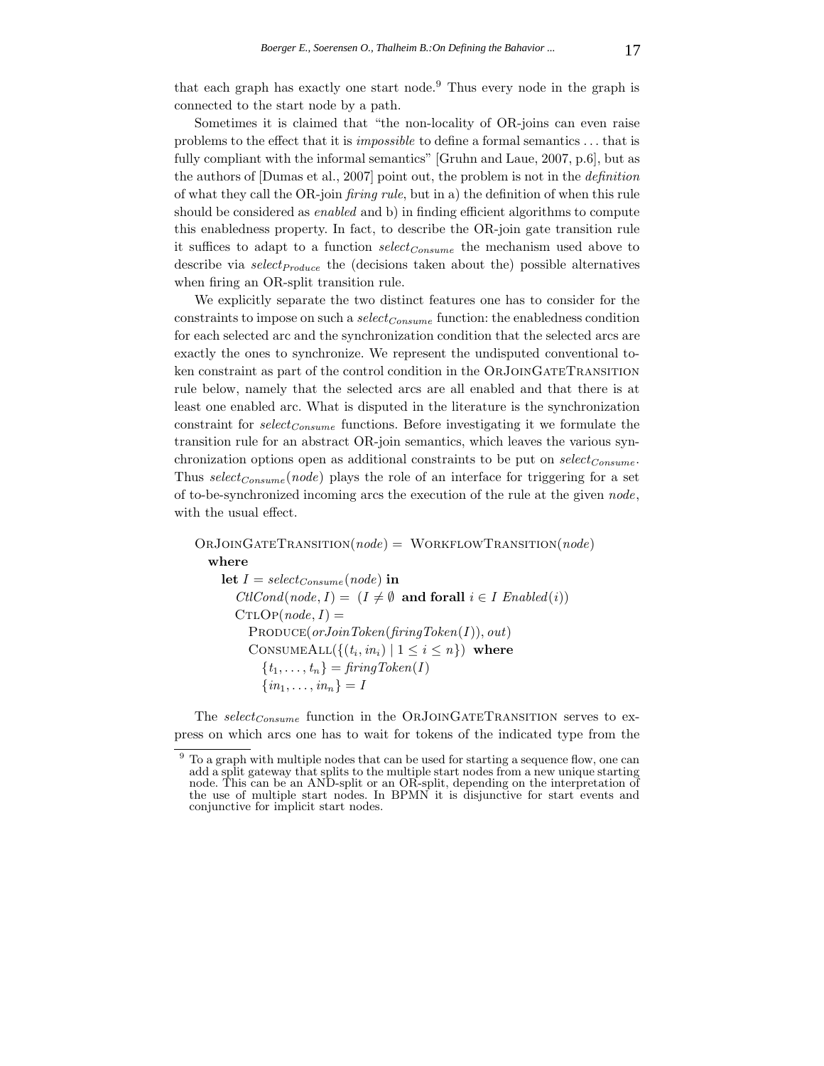that each graph has exactly one start node.[9] Thus every node in the graph is connected to the start node by a path.

Sometimes it is claimed that "the non-locality of OR-joins can even raise problems to the effect that it is *impossible* to define a formal semantics ... that is fully compliant with the informal semantics" [Gruhn and Laue, 2007, p.6], but as the authors of [Dumas et al., 2007] point out, the problem is not in the *definition* of what they call the OR-join *firing rule*, but in a) the definition of when this rule should be considered as *enabled* and b) in finding efficient algorithms to compute this enabledness property. In fact, to describe the OR-join gate transition rule it suffices to adapt to a function $select_{Consume}$ the mechanism used above to describe via $select_{Produce}$ the (decisions taken about the) possible alternatives when firing an OR-split transition rule.

We explicitly separate the two distinct features one has to consider for the constraints to impose on such a $select_{Consume}$ function: the enabledness condition for each selected arc and the synchronization condition that the selected arcs are exactly the ones to synchronize. We represent the undisputed conventional token constraint as part of the control condition in the OrJoinGateTransition rule below, namely that the selected arcs are all enabled and that there is at least one enabled arc. What is disputed in the literature is the synchronization constraint for $select_{Consume}$ functions. Before investigating it we formulate the transition rule for an abstract OR-join semantics, which leaves the various synchronization options open as additional constraints to be put on $select_{Consume}$. Thus $select_{Consume}(node)$ plays the role of an interface for triggering for a set of to-be-synchronized incoming arcs the execution of the rule at the given *node*, with the usual effect.

$$
\begin{array}{l}
\text{OrJoinGateTransition}(node) = \text{WorkflowTransition}(node) \\
\quad \textbf{where} \\
\quad\quad \textbf{let } I = select_{Consume}(node) \textbf{ in} \\
\quad\quad\quad CtlCond(node, I) = (I \neq \emptyset \textbf{ and forall } i \in I \ Enabled(i)) \\
\quad\quad\quad \text{CtlOp}(node, I) = \\
\quad\quad\quad\quad \text{Produce}(orJoinToken(firingToken(I)), out) \\
\quad\quad\quad\quad \text{ConsumeAll}(\{(t_i, in_i) \mid 1 \leq i \leq n\}) \ \textbf{where} \\
\quad\quad\quad\quad\quad \{t_1, \ldots, t_n\} = firingToken(I) \\
\quad\quad\quad\quad\quad \{in_1, \ldots, in_n\} = I
\end{array}
$$

The $select_{Consume}$ function in the OrJoinGateTransition serves to express on which arcs one has to wait for tokens of the indicated type from the

[9] To a graph with multiple nodes that can be used for starting a sequence flow, one can add a split gateway that splits to the multiple start nodes from a new unique starting node. This can be an AND-split or an OR-split, depending on the interpretation of the use of multiple start nodes. In BPMN it is disjunctive for start events and conjunctive for implicit start nodes.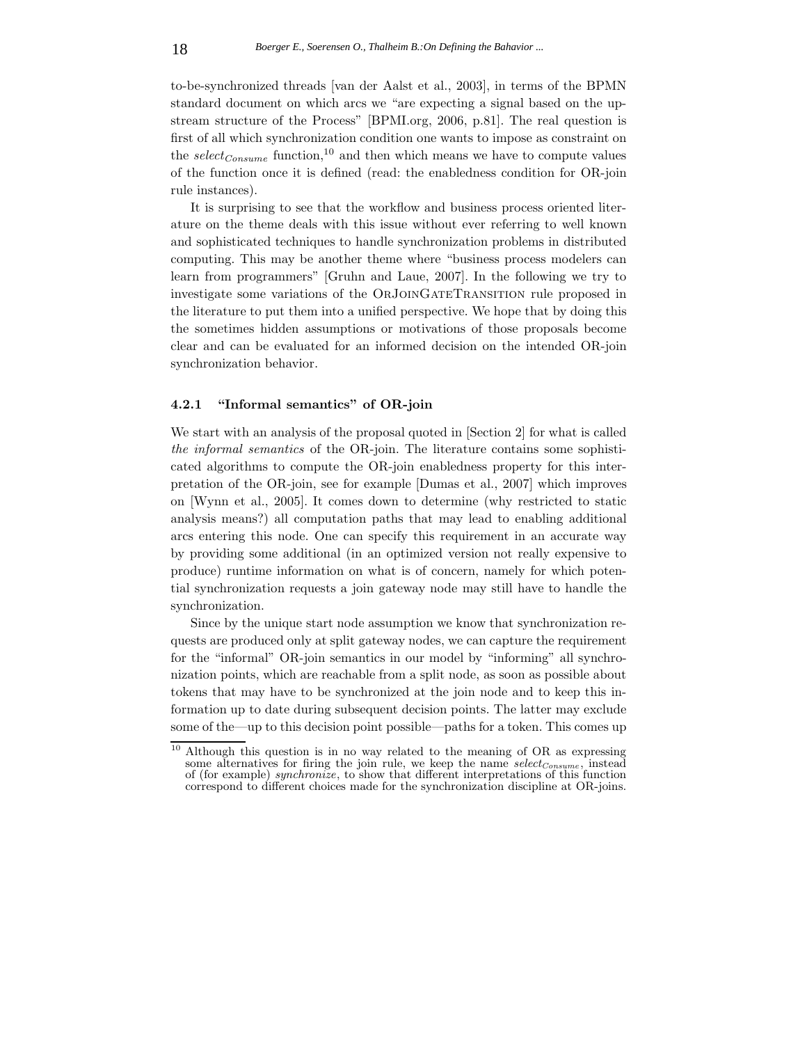to-be-synchronized threads [van der Aalst et al., 2003], in terms of the BPMN standard document on which arcs we "are expecting a signal based on the upstream structure of the Process" [BPMI.org, 2006, p.81]. The real question is first of all which synchronization condition one wants to impose as constraint on the $select_{Consume}$ function,[10] and then which means we have to compute values of the function once it is defined (read: the enabledness condition for OR-join rule instances).

It is surprising to see that the workflow and business process oriented literature on the theme deals with this issue without ever referring to well known and sophisticated techniques to handle synchronization problems in distributed computing. This may be another theme where "business process modelers can learn from programmers" [Gruhn and Laue, 2007]. In the following we try to investigate some variations of the OrJoinGateTransition rule proposed in the literature to put them into a unified perspective. We hope that by doing this the sometimes hidden assumptions or motivations of those proposals become clear and can be evaluated for an informed decision on the intended OR-join synchronization behavior.

### 4.2.1 "Informal semantics" of OR-join

We start with an analysis of the proposal quoted in [Section 2] for what is called *the informal semantics* of the OR-join. The literature contains some sophisticated algorithms to compute the OR-join enabledness property for this interpretation of the OR-join, see for example [Dumas et al., 2007] which improves on [Wynn et al., 2005]. It comes down to determine (why restricted to static analysis means?) all computation paths that may lead to enabling additional arcs entering this node. One can specify this requirement in an accurate way by providing some additional (in an optimized version not really expensive to produce) runtime information on what is of concern, namely for which potential synchronization requests a join gateway node may still have to handle the synchronization.

Since by the unique start node assumption we know that synchronization requests are produced only at split gateway nodes, we can capture the requirement for the "informal" OR-join semantics in our model by "informing" all synchronization points, which are reachable from a split node, as soon as possible about tokens that may have to be synchronized at the join node and to keep this information up to date during subsequent decision points. The latter may exclude some of the—up to this decision point possible—paths for a token. This comes up

[10] Although this question is in no way related to the meaning of OR as expressing some alternatives for firing the join rule, we keep the name $select_{Consume}$, instead of (for example) *synchronize*, to show that different interpretations of this function correspond to different choices made for the synchronization discipline at OR-joins.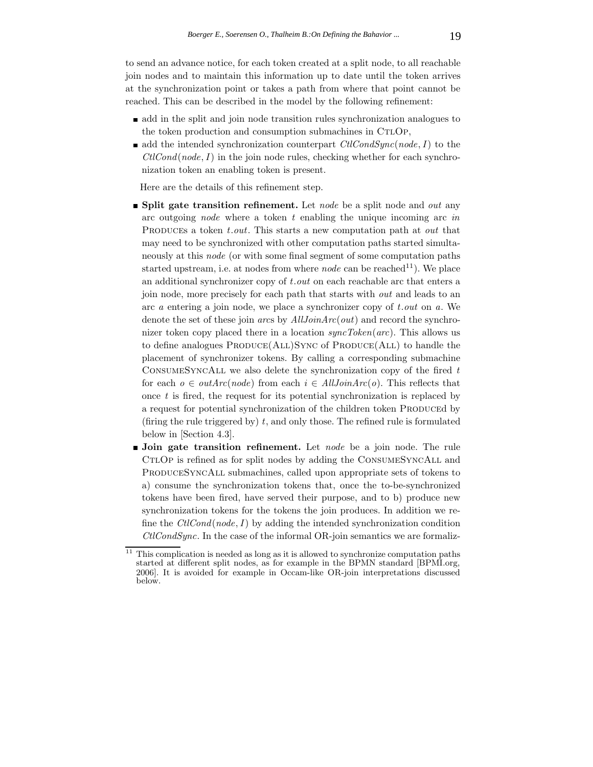to send an advance notice, for each token created at a split node, to all reachable join nodes and to maintain this information up to date until the token arrives at the synchronization point or takes a path from where that point cannot be reached. This can be described in the model by the following refinement:

- add in the split and join node transition rules synchronization analogues to the token production and consumption submachines in CtlOp,
- add the intended synchronization counterpart *CtlCondSync*(*node*, *I*) to the *CtlCond*(*node*, *I*) in the join node rules, checking whether for each synchronization token an enabling token is present.

Here are the details of this refinement step.

- **Split gate transition refinement.** Let *node* be a split node and *out* any arc outgoing *node* where a token *t* enabling the unique incoming arc *in* Produces a token *t.out*. This starts a new computation path at *out* that may need to be synchronized with other computation paths started simultaneously at this *node* (or with some final segment of some computation paths started upstream, i.e. at nodes from where *node* can be reached[11]). We place an additional synchronizer copy of *t.out* on each reachable arc that enters a join node, more precisely for each path that starts with *out* and leads to an arc *a* entering a join node, we place a synchronizer copy of *t.out* on *a*. We denote the set of these join *arc*s by *AllJoinArc*(*out*) and record the synchronizer token copy placed there in a location *syncToken*(*arc*). This allows us to define analogues Produce(All)Sync of Produce(All) to handle the placement of synchronizer tokens. By calling a corresponding submachine ConsumeSyncAll we also delete the synchronization copy of the fired *t* for each $o \in outArc(node)$ from each $i \in AllJoinArc(o)$. This reflects that once *t* is fired, the request for its potential synchronization is replaced by a request for potential synchronization of the children token Produced by (firing the rule triggered by) *t*, and only those. The refined rule is formulated below in [Section 4.3].
- **Join gate transition refinement.** Let *node* be a join node. The rule CtlOp is refined as for split nodes by adding the ConsumeSyncAll and ProduceSyncAll submachines, called upon appropriate sets of tokens to a) consume the synchronization tokens that, once the to-be-synchronized tokens have been fired, have served their purpose, and to b) produce new synchronization tokens for the tokens the join produces. In addition we refine the *CtlCond*(*node*, *I*) by adding the intended synchronization condition *CtlCondSync*. In the case of the informal OR-join semantics we are formaliz-

[11] This complication is needed as long as it is allowed to synchronize computation paths started at different split nodes, as for example in the BPMN standard [BPMI.org, 2006]. It is avoided for example in Occam-like OR-join interpretations discussed below.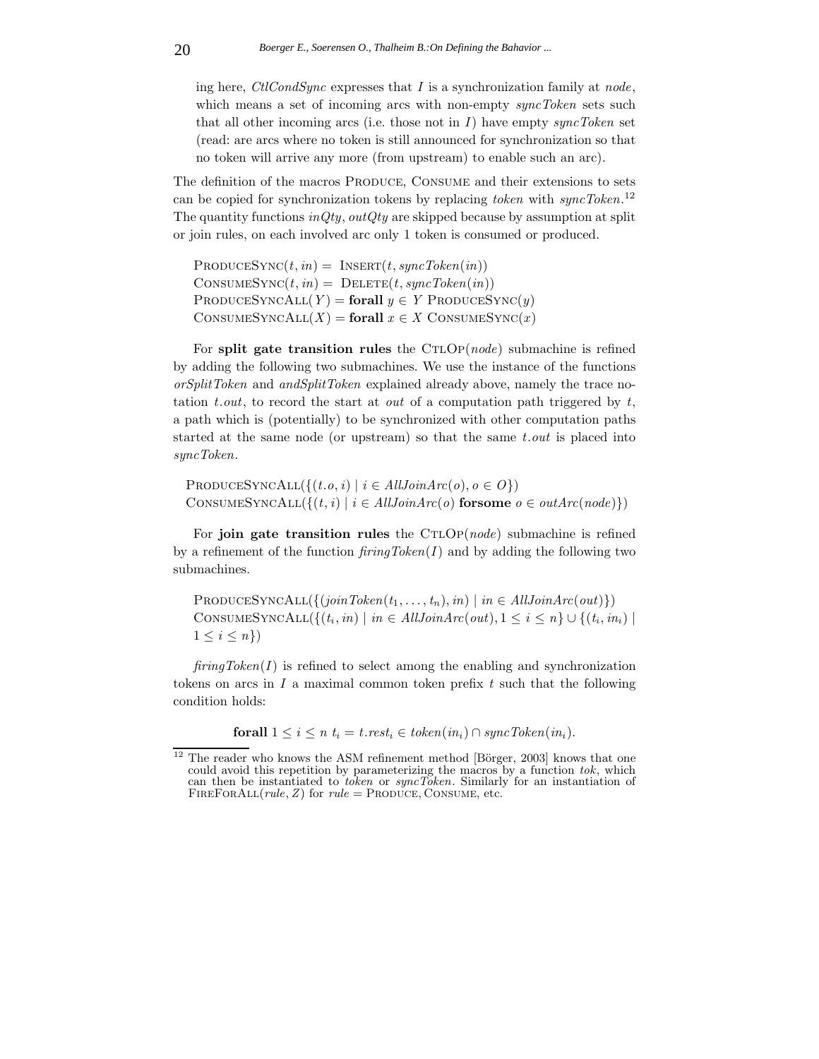ing here, *CtlCondSync* expresses that $I$ is a synchronization family at *node*, which means a set of incoming arcs with non-empty *syncToken* sets such that all other incoming arcs (i.e. those not in $I$) have empty *syncToken* set (read: are arcs where no token is still announced for synchronization so that no token will arrive any more (from upstream) to enable such an arc).

The definition of the macros PRODUCE, CONSUME and their extensions to sets can be copied for synchronization tokens by replacing *token* with *syncToken*.[12] The quantity functions *inQty*, *outQty* are skipped because by assumption at split or join rules, on each involved arc only 1 token is consumed or produced.

$\text{ProduceSync}(t, in) = \text{Insert}(t, syncToken(in))$
$\text{ConsumeSync}(t, in) = \text{Delete}(t, syncToken(in))$
$\text{ProduceSyncAll}(Y) = \textbf{forall } y \in Y \ \text{ProduceSync}(y)$
$\text{ConsumeSyncAll}(X) = \textbf{forall } x \in X \ \text{ConsumeSync}(x)$

For **split gate transition rules** the CTLOP(*node*) submachine is refined by adding the following two submachines. We use the instance of the functions *orSplitToken* and *andSplitToken* explained already above, namely the trace notation $t.out$, to record the start at *out* of a computation path triggered by $t$, a path which is (potentially) to be synchronized with other computation paths started at the same node (or upstream) so that the same $t.out$ is placed into *syncToken*.

$\text{ProduceSyncAll}(\{(t.o, i) \mid i \in AllJoinArc(o), o \in O\})$
$\text{ConsumeSyncAll}(\{(t, i) \mid i \in AllJoinArc(o) \ \textbf{forsome} \ o \in outArc(node)\})$

For **join gate transition rules** the CTLOP(*node*) submachine is refined by a refinement of the function *firingToken*($I$) and by adding the following two submachines.

$\text{ProduceSyncAll}(\{(joinToken(t_1, \ldots, t_n), in) \mid in \in AllJoinArc(out)\})$
$\text{ConsumeSyncAll}(\{(t_i, in) \mid in \in AllJoinArc(out), 1 \leq i \leq n\} \cup \{(t_i, in_i) \mid 1 \leq i \leq n\})$

*firingToken*($I$) is refined to select among the enabling and synchronization tokens on arcs in $I$ a maximal common token prefix $t$ such that the following condition holds:

$$\textbf{forall } 1 \leq i \leq n \ t_i = t.rest_i \in token(in_i) \cap syncToken(in_i).$$

---

[12] The reader who knows the ASM refinement method [Börger, 2003] knows that one could avoid this repetition by parameterizing the macros by a function *tok*, which can then be instantiated to *token* or *syncToken*. Similarly for an instantiation of FIREFORALL(*rule*, $Z$) for *rule* = PRODUCE, CONSUME, etc.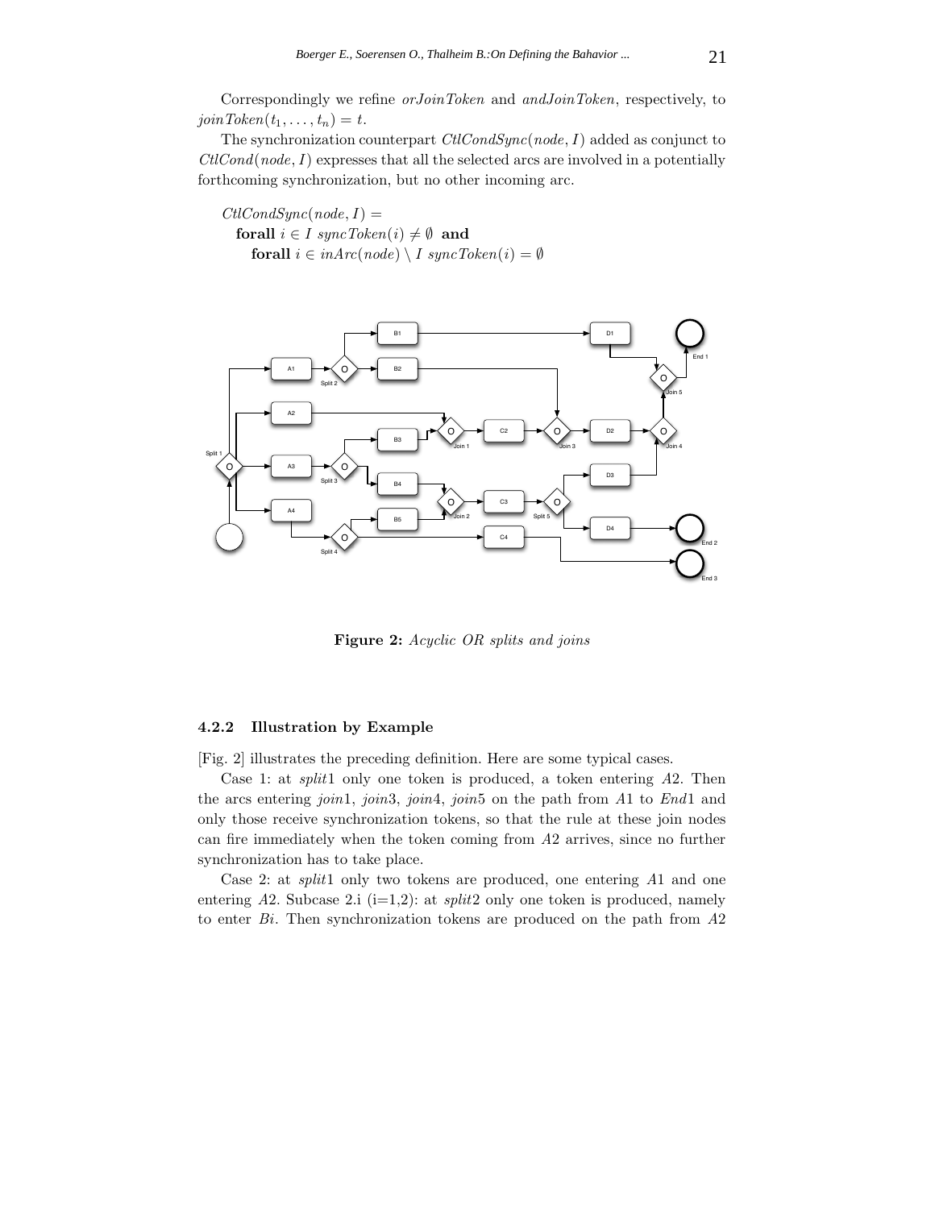Correspondingly we refine *orJoinToken* and *andJoinToken*, respectively, to $joinToken(t_1, \ldots, t_n) = t$.

The synchronization counterpart $CtlCondSync(node, I)$ added as conjunct to $CtlCond(node, I)$ expresses that all the selected arcs are involved in a potentially forthcoming synchronization, but no other incoming arc.

$CtlCondSync(node, I) =$
  **forall** $i \in I$ $syncToken(i) \neq \emptyset$ **and**
    **forall** $i \in inArc(node) \setminus I$ $syncToken(i) = \emptyset$

**Figure 2:** *Acyclic OR splits and joins*

### 4.2.2 Illustration by Example

[Fig. 2] illustrates the preceding definition. Here are some typical cases.

Case 1: at *split*1 only one token is produced, a token entering $A2$. Then the arcs entering *join*1, *join*3, *join*4, *join*5 on the path from $A1$ to *End*1 and only those receive synchronization tokens, so that the rule at these join nodes can fire immediately when the token coming from $A2$ arrives, since no further synchronization has to take place.

Case 2: at *split*1 only two tokens are produced, one entering $A1$ and one entering $A2$. Subcase 2.i (i=1,2): at *split*2 only one token is produced, namely to enter $Bi$. Then synchronization tokens are produced on the path from $A2$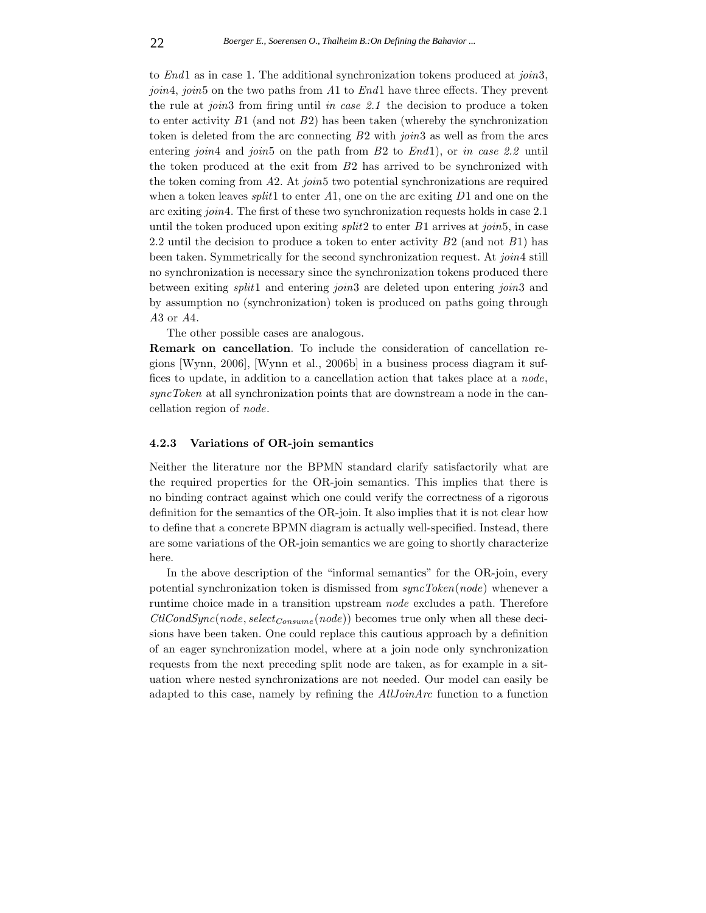to $End1$ as in case 1. The additional synchronization tokens produced at $join3$, $join4$, $join5$ on the two paths from $A1$ to $End1$ have three effects. They prevent the rule at $join3$ from firing until *in case 2.1* the decision to produce a token to enter activity $B1$ (and not $B2$) has been taken (whereby the synchronization token is deleted from the arc connecting $B2$ with $join3$ as well as from the arcs entering $join4$ and $join5$ on the path from $B2$ to $End1$), or *in case 2.2* until the token produced at the exit from $B2$ has arrived to be synchronized with the token coming from $A2$. At $join5$ two potential synchronizations are required when a token leaves $split1$ to enter $A1$, one on the arc exiting $D1$ and one on the arc exiting $join4$. The first of these two synchronization requests holds in case 2.1 until the token produced upon exiting $split2$ to enter $B1$ arrives at $join5$, in case 2.2 until the decision to produce a token to enter activity $B2$ (and not $B1$) has been taken. Symmetrically for the second synchronization request. At $join4$ still no synchronization is necessary since the synchronization tokens produced there between exiting $split1$ and entering $join3$ are deleted upon entering $join3$ and by assumption no (synchronization) token is produced on paths going through $A3$ or $A4$.

The other possible cases are analogous.

**Remark on cancellation**. To include the consideration of cancellation regions [Wynn, 2006], [Wynn et al., 2006b] in a business process diagram it suffices to update, in addition to a cancellation action that takes place at a *node*, *syncToken* at all synchronization points that are downstream a node in the cancellation region of *node*.

### 4.2.3 Variations of OR-join semantics

Neither the literature nor the BPMN standard clarify satisfactorily what are the required properties for the OR-join semantics. This implies that there is no binding contract against which one could verify the correctness of a rigorous definition for the semantics of the OR-join. It also implies that it is not clear how to define that a concrete BPMN diagram is actually well-specified. Instead, there are some variations of the OR-join semantics we are going to shortly characterize here.

In the above description of the "informal semantics" for the OR-join, every potential synchronization token is dismissed from $syncToken(node)$ whenever a runtime choice made in a transition upstream *node* excludes a path. Therefore $CtlCondSync(node, select_{Consume}(node))$ becomes true only when all these decisions have been taken. One could replace this cautious approach by a definition of an eager synchronization model, where at a join node only synchronization requests from the next preceding split node are taken, as for example in a situation where nested synchronizations are not needed. Our model can easily be adapted to this case, namely by refining the *AllJoinArc* function to a function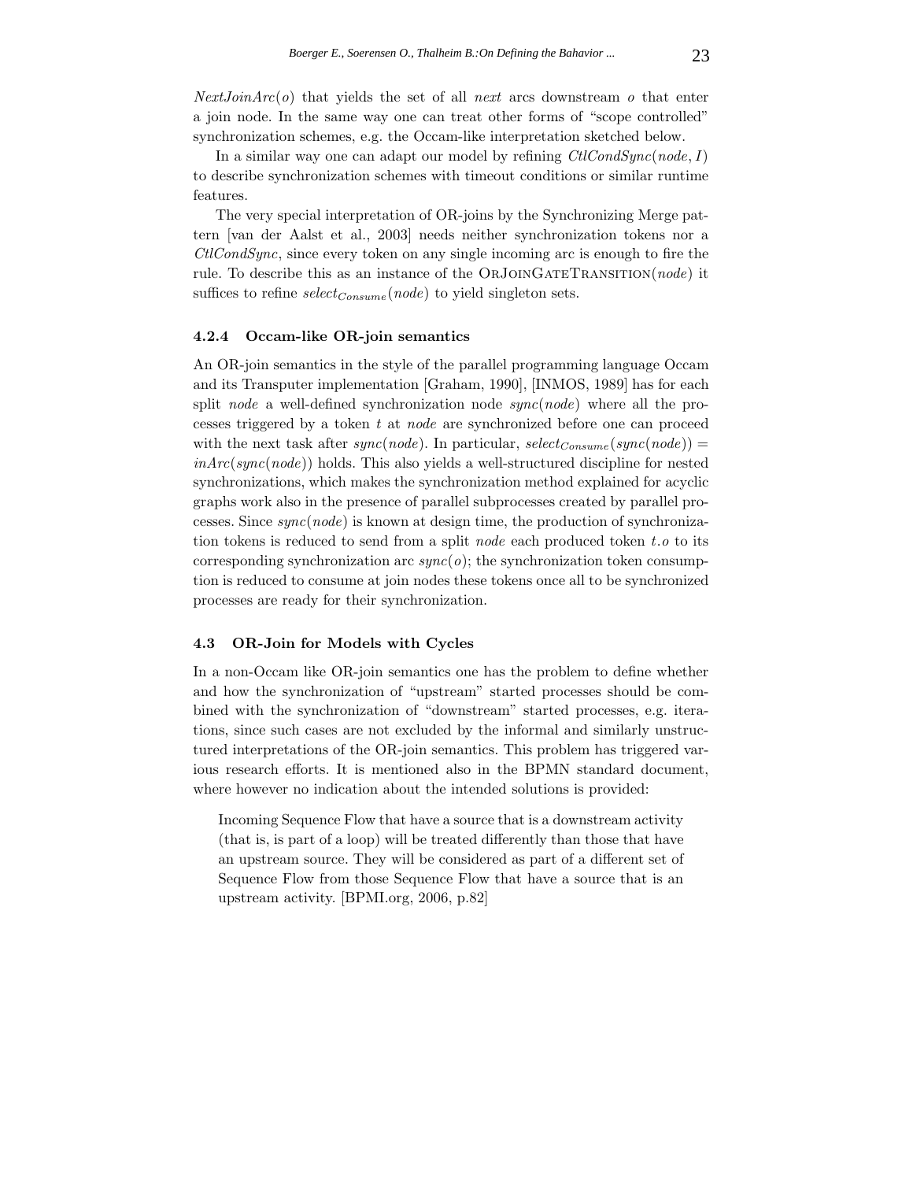*NextJoinArc*($o$) that yields the set of all *next* arcs downstream $o$ that enter a join node. In the same way one can treat other forms of "scope controlled" synchronization schemes, e.g. the Occam-like interpretation sketched below.

In a similar way one can adapt our model by refining *CtlCondSync*($node, I$) to describe synchronization schemes with timeout conditions or similar runtime features.

The very special interpretation of OR-joins by the Synchronizing Merge pattern [van der Aalst et al., 2003] needs neither synchronization tokens nor a *CtlCondSync*, since every token on any single incoming arc is enough to fire the rule. To describe this as an instance of the OrJoinGateTransition(*node*) it suffices to refine $select_{Consume}(node)$ to yield singleton sets.

#### 4.2.4 Occam-like OR-join semantics

An OR-join semantics in the style of the parallel programming language Occam and its Transputer implementation [Graham, 1990], [INMOS, 1989] has for each split *node* a well-defined synchronization node *sync*(*node*) where all the processes triggered by a token $t$ at *node* are synchronized before one can proceed with the next task after *sync*(*node*). In particular, $select_{Consume}(sync(node)) = inArc(sync(node))$ holds. This also yields a well-structured discipline for nested synchronizations, which makes the synchronization method explained for acyclic graphs work also in the presence of parallel subprocesses created by parallel processes. Since *sync*(*node*) is known at design time, the production of synchronization tokens is reduced to send from a split *node* each produced token $t.o$ to its corresponding synchronization arc $sync(o)$; the synchronization token consumption is reduced to consume at join nodes these tokens once all to be synchronized processes are ready for their synchronization.

### 4.3 OR-Join for Models with Cycles

In a non-Occam like OR-join semantics one has the problem to define whether and how the synchronization of "upstream" started processes should be combined with the synchronization of "downstream" started processes, e.g. iterations, since such cases are not excluded by the informal and similarly unstructured interpretations of the OR-join semantics. This problem has triggered various research efforts. It is mentioned also in the BPMN standard document, where however no indication about the intended solutions is provided:

> Incoming Sequence Flow that have a source that is a downstream activity (that is, is part of a loop) will be treated differently than those that have an upstream source. They will be considered as part of a different set of Sequence Flow from those Sequence Flow that have a source that is an upstream activity. [BPMI.org, 2006, p.82]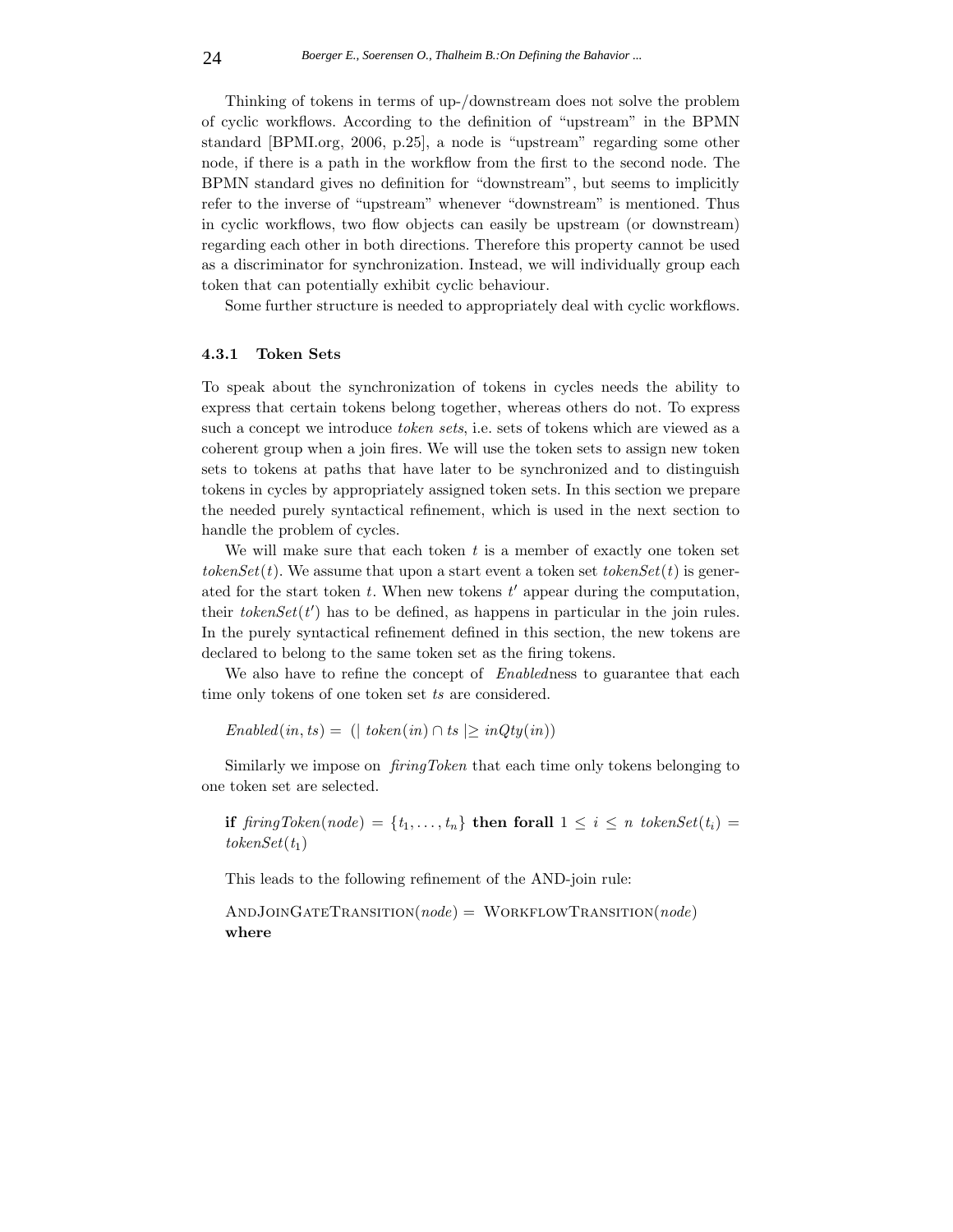Thinking of tokens in terms of up-/downstream does not solve the problem of cyclic workflows. According to the definition of "upstream" in the BPMN standard [BPMI.org, 2006, p.25], a node is "upstream" regarding some other node, if there is a path in the workflow from the first to the second node. The BPMN standard gives no definition for "downstream", but seems to implicitly refer to the inverse of "upstream" whenever "downstream" is mentioned. Thus in cyclic workflows, two flow objects can easily be upstream (or downstream) regarding each other in both directions. Therefore this property cannot be used as a discriminator for synchronization. Instead, we will individually group each token that can potentially exhibit cyclic behaviour.

Some further structure is needed to appropriately deal with cyclic workflows.

### 4.3.1 Token Sets

To speak about the synchronization of tokens in cycles needs the ability to express that certain tokens belong together, whereas others do not. To express such a concept we introduce *token sets*, i.e. sets of tokens which are viewed as a coherent group when a join fires. We will use the token sets to assign new token sets to tokens at paths that have later to be synchronized and to distinguish tokens in cycles by appropriately assigned token sets. In this section we prepare the needed purely syntactical refinement, which is used in the next section to handle the problem of cycles.

We will make sure that each token $t$ is a member of exactly one token set $tokenSet(t)$. We assume that upon a start event a token set $tokenSet(t)$ is generated for the start token $t$. When new tokens $t'$ appear during the computation, their $tokenSet(t')$ has to be defined, as happens in particular in the join rules. In the purely syntactical refinement defined in this section, the new tokens are declared to belong to the same token set as the firing tokens.

We also have to refine the concept of *Enabled*ness to guarantee that each time only tokens of one token set $ts$ are considered.

$$Enabled(in, ts) = (| \; token(in) \cap ts \; | \geq inQty(in))$$

Similarly we impose on *firingToken* that each time only tokens belonging to one token set are selected.

**if** $firingToken(node) = \{t_1, \ldots, t_n\}$ **then forall** $1 \leq i \leq n$ $tokenSet(t_i) = tokenSet(t_1)$

This leads to the following refinement of the AND-join rule:

AndJoinGateTransition($node$) = WorkflowTransition($node$)
**where**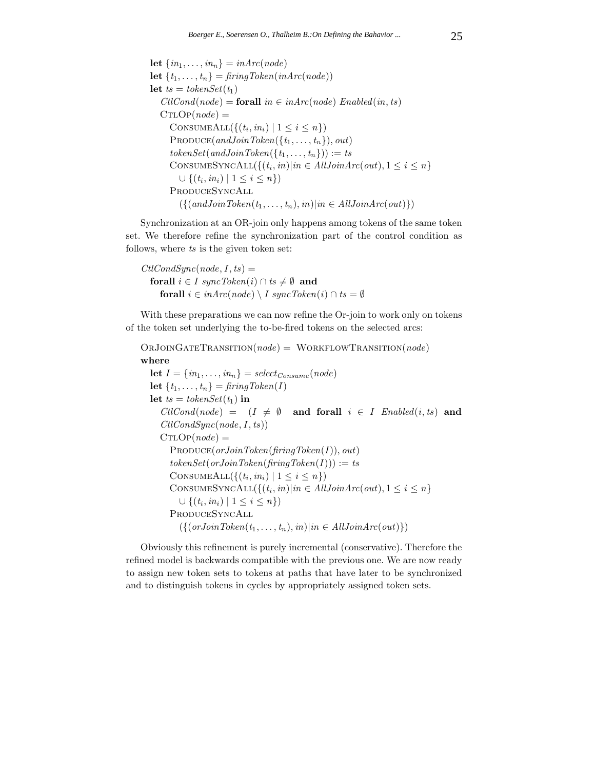**let** $\{in_1, \ldots, in_n\} = inArc(node)$
**let** $\{t_1, \ldots, t_n\} = firingToken(inArc(node))$
**let** $ts = tokenSet(t_1)$
  $CtlCond(node) =$ **forall** $in \in inArc(node)$ $Enabled(in, ts)$
  $\textsc{CtlOp}(node) =$
    $\textsc{ConsumeAll}(\{(t_i, in_i) \mid 1 \leq i \leq n\})$
    $\textsc{Produce}(andJoinToken(\{t_1, \ldots, t_n\}), out)$
    $tokenSet(andJoinToken(\{t_1, \ldots, t_n\})) := ts$
    $\textsc{ConsumeSyncAll}(\{(t_i, in) | in \in AllJoinArc(out), 1 \leq i \leq n\}$
      $\cup \{(t_i, in_i) \mid 1 \leq i \leq n\})$
    $\textsc{ProduceSyncAll}$
      $(\{(andJoinToken(t_1, \ldots, t_n), in) | in \in AllJoinArc(out)\})$

Synchronization at an OR-join only happens among tokens of the same token set. We therefore refine the synchronization part of the control condition as follows, where $ts$ is the given token set:

$CtlCondSync(node, I, ts) =$
  **forall** $i \in I$ $syncToken(i) \cap ts \neq \emptyset$ **and**
    **forall** $i \in inArc(node) \setminus I$ $syncToken(i) \cap ts = \emptyset$

With these preparations we can now refine the Or-join to work only on tokens of the token set underlying the to-be-fired tokens on the selected arcs:

$\textsc{OrJoinGateTransition}(node) = \textsc{WorkflowTransition}(node)$
**where**
  **let** $I = \{in_1, \ldots, in_n\} = select_{Consume}(node)$
  **let** $\{t_1, \ldots, t_n\} = firingToken(I)$
  **let** $ts = tokenSet(t_1)$ **in**
    $CtlCond(node) = (I \neq \emptyset$ **and forall** $i \in I$ $Enabled(i, ts)$ **and** $CtlCondSync(node, I, ts))$
    $\textsc{CtlOp}(node) =$
      $\textsc{Produce}(orJoinToken(firingToken(I)), out)$
      $tokenSet(orJoinToken(firingToken(I))) := ts$
      $\textsc{ConsumeAll}(\{(t_i, in_i) \mid 1 \leq i \leq n\})$
      $\textsc{ConsumeSyncAll}(\{(t_i, in) | in \in AllJoinArc(out), 1 \leq i \leq n\}$
        $\cup \{(t_i, in_i) \mid 1 \leq i \leq n\})$
      $\textsc{ProduceSyncAll}$
        $(\{(orJoinToken(t_1, \ldots, t_n), in) | in \in AllJoinArc(out)\})$

Obviously this refinement is purely incremental (conservative). Therefore the refined model is backwards compatible with the previous one. We are now ready to assign new token sets to tokens at paths that have later to be synchronized and to distinguish tokens in cycles by appropriately assigned token sets.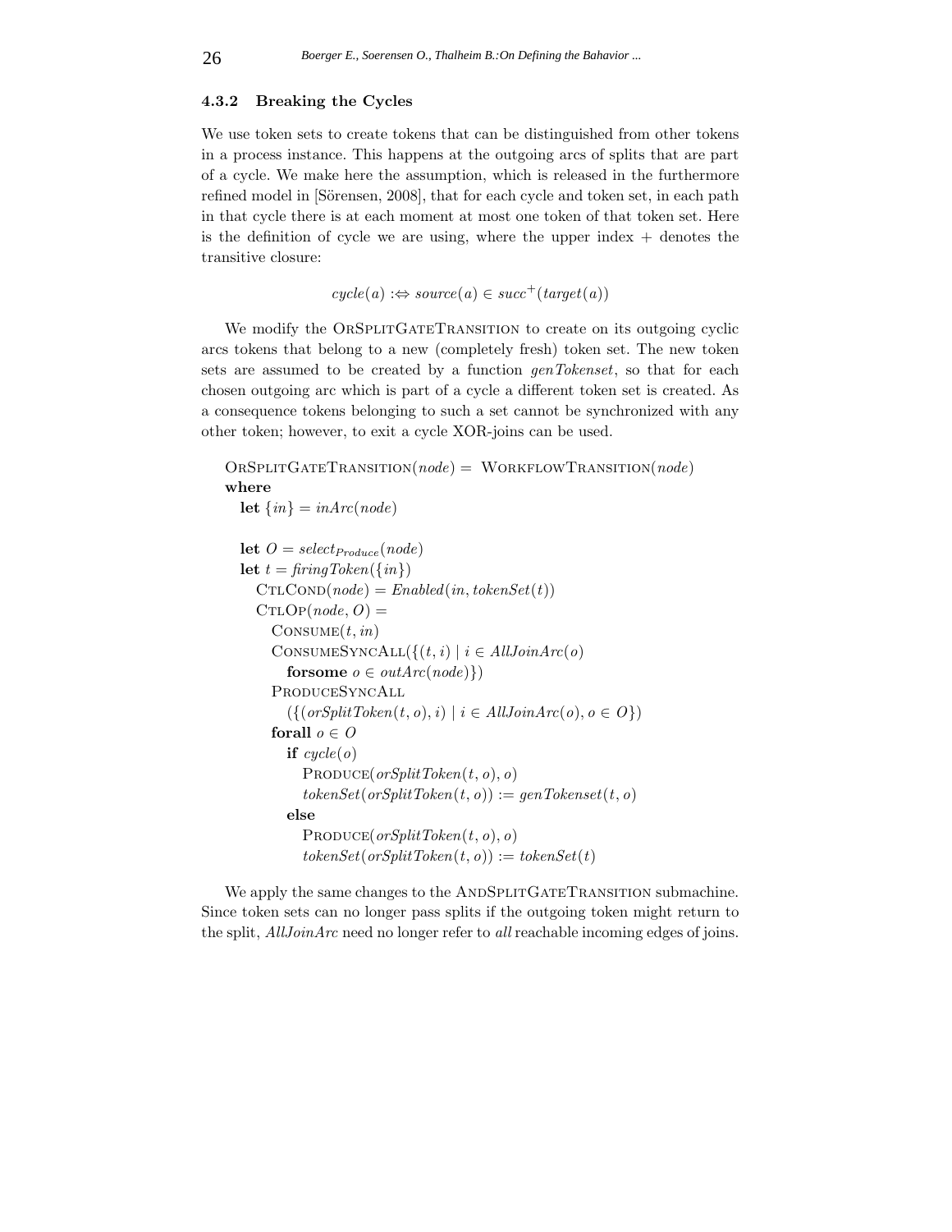#### 4.3.2 Breaking the Cycles

We use token sets to create tokens that can be distinguished from other tokens in a process instance. This happens at the outgoing arcs of splits that are part of a cycle. We make here the assumption, which is released in the furthermore refined model in [Sörensen, 2008], that for each cycle and token set, in each path in that cycle there is at each moment at most one token of that token set. Here is the definition of cycle we are using, where the upper index + denotes the transitive closure:

$$cycle(a) :\Leftrightarrow source(a) \in succ^{+}(target(a))$$

We modify the OrSplitGateTransition to create on its outgoing cyclic arcs tokens that belong to a new (completely fresh) token set. The new token sets are assumed to be created by a function *genTokenset*, so that for each chosen outgoing arc which is part of a cycle a different token set is created. As a consequence tokens belonging to such a set cannot be synchronized with any other token; however, to exit a cycle XOR-joins can be used.

```
OrSplitGateTransition(node) = WorkflowTransition(node)
where
  let {in} = inArc(node)

  let O = select_Produce(node)
  let t = firingToken({in})
    CtlCond(node) = Enabled(in, tokenSet(t))
    CtlOp(node, O) =
      Consume(t, in)
      ConsumeSyncAll({(t, i) | i ∈ AllJoinArc(o)
        forsome o ∈ outArc(node)})
      ProduceSyncAll
        ({(orSplitToken(t, o), i) | i ∈ AllJoinArc(o), o ∈ O})
      forall o ∈ O
        if cycle(o)
          Produce(orSplitToken(t, o), o)
          tokenSet(orSplitToken(t, o)) := genTokenset(t, o)
        else
          Produce(orSplitToken(t, o), o)
          tokenSet(orSplitToken(t, o)) := tokenSet(t)
```

We apply the same changes to the AndSplitGateTransition submachine. Since token sets can no longer pass splits if the outgoing token might return to the split, *AllJoinArc* need no longer refer to *all* reachable incoming edges of joins.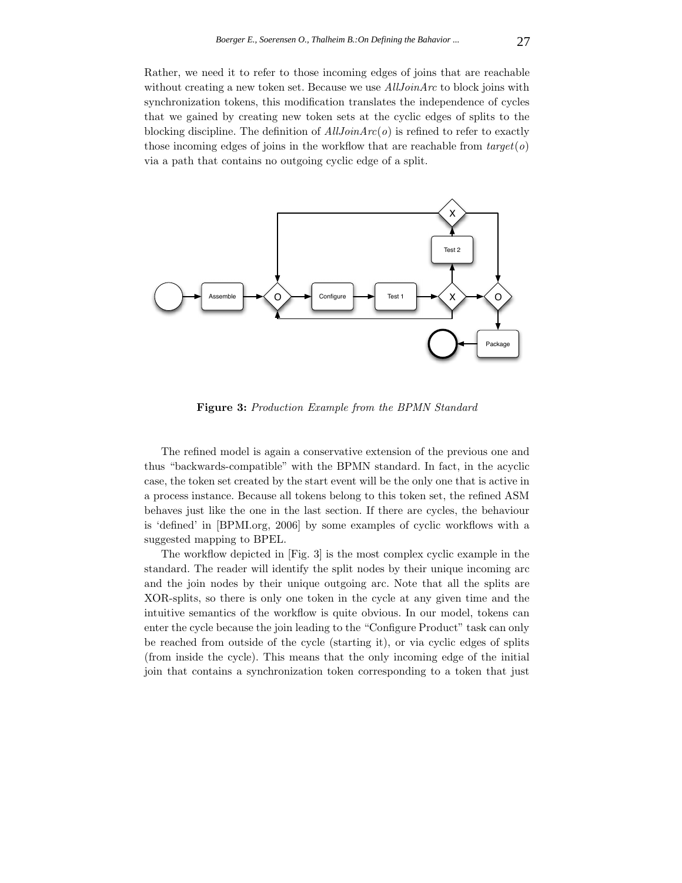Rather, we need it to refer to those incoming edges of joins that are reachable without creating a new token set. Because we use *AllJoinArc* to block joins with synchronization tokens, this modification translates the independence of cycles that we gained by creating new token sets at the cyclic edges of splits to the blocking discipline. The definition of $AllJoinArc(o)$ is refined to refer to exactly those incoming edges of joins in the workflow that are reachable from $target(o)$ via a path that contains no outgoing cyclic edge of a split.

**Figure 3:** *Production Example from the BPMN Standard*

The refined model is again a conservative extension of the previous one and thus "backwards-compatible" with the BPMN standard. In fact, in the acyclic case, the token set created by the start event will be the only one that is active in a process instance. Because all tokens belong to this token set, the refined ASM behaves just like the one in the last section. If there are cycles, the behaviour is 'defined' in [BPMI.org, 2006] by some examples of cyclic workflows with a suggested mapping to BPEL.

The workflow depicted in [Fig. 3] is the most complex cyclic example in the standard. The reader will identify the split nodes by their unique incoming arc and the join nodes by their unique outgoing arc. Note that all the splits are XOR-splits, so there is only one token in the cycle at any given time and the intuitive semantics of the workflow is quite obvious. In our model, tokens can enter the cycle because the join leading to the "Configure Product" task can only be reached from outside of the cycle (starting it), or via cyclic edges of splits (from inside the cycle). This means that the only incoming edge of the initial join that contains a synchronization token corresponding to a token that just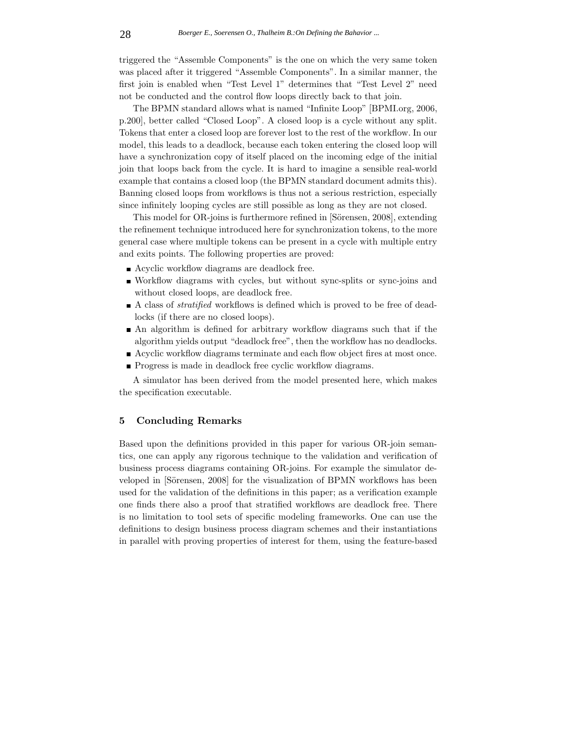triggered the "Assemble Components" is the one on which the very same token was placed after it triggered "Assemble Components". In a similar manner, the first join is enabled when "Test Level 1" determines that "Test Level 2" need not be conducted and the control flow loops directly back to that join.

The BPMN standard allows what is named "Infinite Loop" [BPMI.org, 2006, p.200], better called "Closed Loop". A closed loop is a cycle without any split. Tokens that enter a closed loop are forever lost to the rest of the workflow. In our model, this leads to a deadlock, because each token entering the closed loop will have a synchronization copy of itself placed on the incoming edge of the initial join that loops back from the cycle. It is hard to imagine a sensible real-world example that contains a closed loop (the BPMN standard document admits this). Banning closed loops from workflows is thus not a serious restriction, especially since infinitely looping cycles are still possible as long as they are not closed.

This model for OR-joins is furthermore refined in [Sörensen, 2008], extending the refinement technique introduced here for synchronization tokens, to the more general case where multiple tokens can be present in a cycle with multiple entry and exits points. The following properties are proved:

- Acyclic workflow diagrams are deadlock free.
- Workflow diagrams with cycles, but without sync-splits or sync-joins and without closed loops, are deadlock free.
- A class of *stratified* workflows is defined which is proved to be free of deadlocks (if there are no closed loops).
- An algorithm is defined for arbitrary workflow diagrams such that if the algorithm yields output "deadlock free", then the workflow has no deadlocks.
- Acyclic workflow diagrams terminate and each flow object fires at most once.
- Progress is made in deadlock free cyclic workflow diagrams.

A simulator has been derived from the model presented here, which makes the specification executable.

## 5 Concluding Remarks

Based upon the definitions provided in this paper for various OR-join semantics, one can apply any rigorous technique to the validation and verification of business process diagrams containing OR-joins. For example the simulator developed in [Sörensen, 2008] for the visualization of BPMN workflows has been used for the validation of the definitions in this paper; as a verification example one finds there also a proof that stratified workflows are deadlock free. There is no limitation to tool sets of specific modeling frameworks. One can use the definitions to design business process diagram schemes and their instantiations in parallel with proving properties of interest for them, using the feature-based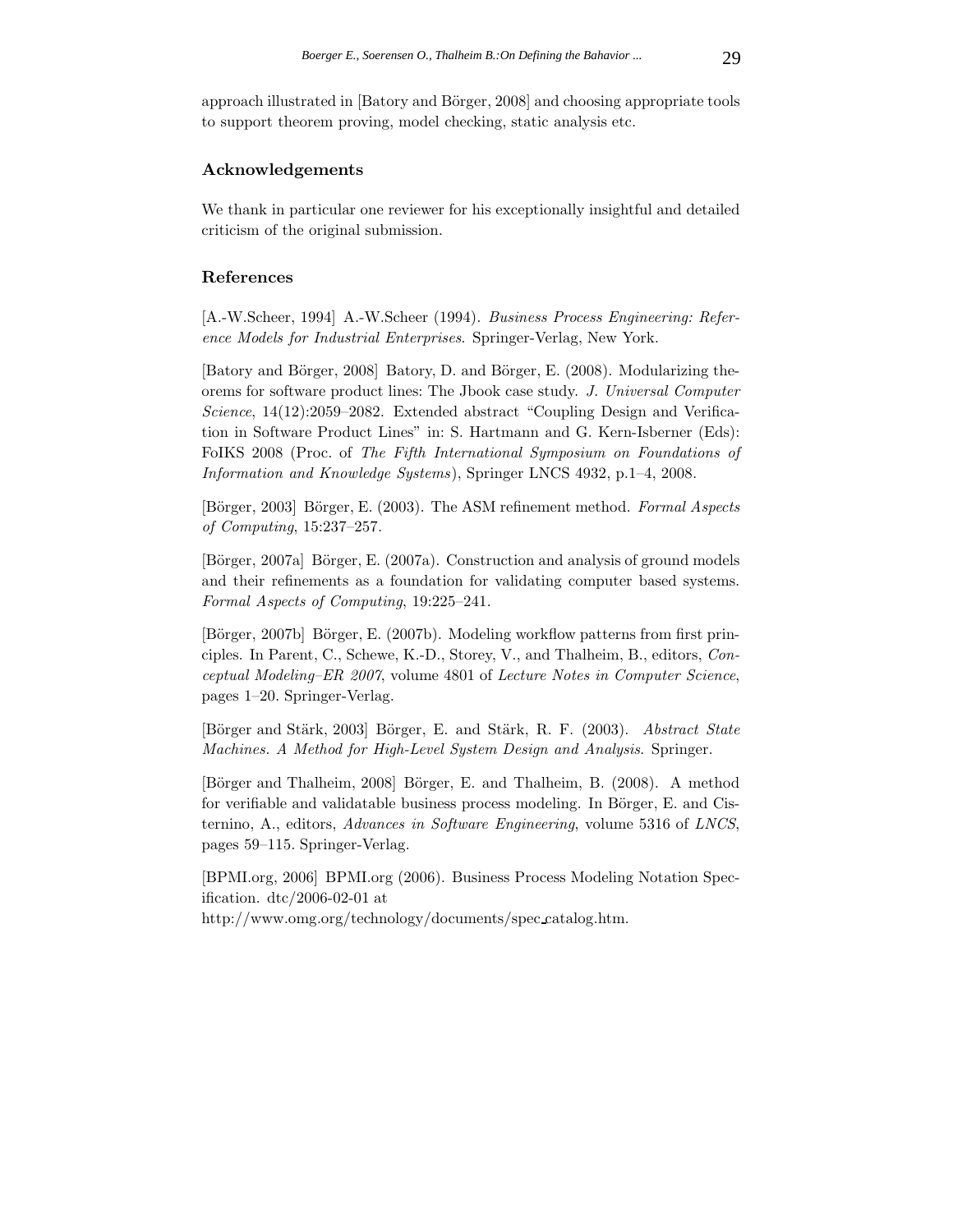approach illustrated in [Batory and Börger, 2008] and choosing appropriate tools to support theorem proving, model checking, static analysis etc.

## Acknowledgements

We thank in particular one reviewer for his exceptionally insightful and detailed criticism of the original submission.

## References

[A.-W.Scheer, 1994] A.-W.Scheer (1994). *Business Process Engineering: Reference Models for Industrial Enterprises*. Springer-Verlag, New York.

[Batory and Börger, 2008] Batory, D. and Börger, E. (2008). Modularizing theorems for software product lines: The Jbook case study. *J. Universal Computer Science*, 14(12):2059–2082. Extended abstract "Coupling Design and Verification in Software Product Lines" in: S. Hartmann and G. Kern-Isberner (Eds): FoIKS 2008 (Proc. of *The Fifth International Symposium on Foundations of Information and Knowledge Systems*), Springer LNCS 4932, p.1–4, 2008.

[Börger, 2003] Börger, E. (2003). The ASM refinement method. *Formal Aspects of Computing*, 15:237–257.

[Börger, 2007a] Börger, E. (2007a). Construction and analysis of ground models and their refinements as a foundation for validating computer based systems. *Formal Aspects of Computing*, 19:225–241.

[Börger, 2007b] Börger, E. (2007b). Modeling workflow patterns from first principles. In Parent, C., Schewe, K.-D., Storey, V., and Thalheim, B., editors, *Conceptual Modeling–ER 2007*, volume 4801 of *Lecture Notes in Computer Science*, pages 1–20. Springer-Verlag.

[Börger and Stärk, 2003] Börger, E. and Stärk, R. F. (2003). *Abstract State Machines. A Method for High-Level System Design and Analysis*. Springer.

[Börger and Thalheim, 2008] Börger, E. and Thalheim, B. (2008). A method for verifiable and validatable business process modeling. In Börger, E. and Cisternino, A., editors, *Advances in Software Engineering*, volume 5316 of *LNCS*, pages 59–115. Springer-Verlag.

[BPMI.org, 2006] BPMI.org (2006). Business Process Modeling Notation Specification. dtc/2006-02-01 at http://www.omg.org/technology/documents/spec_catalog.htm.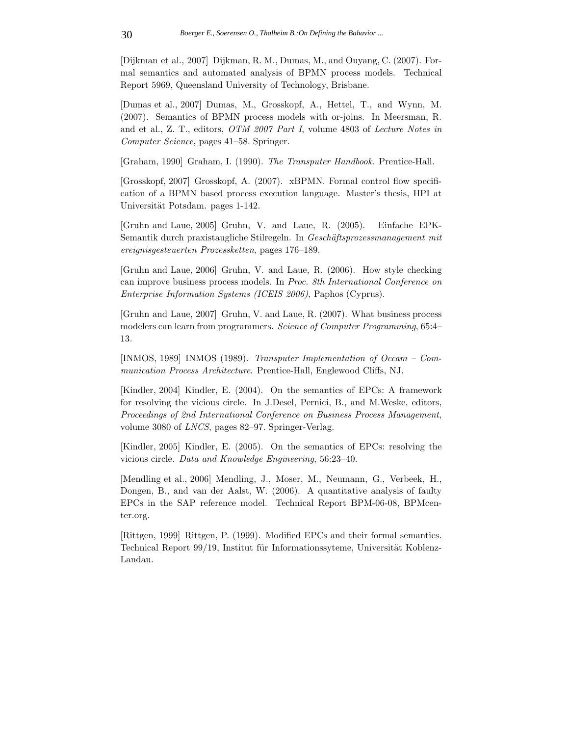[Dijkman et al., 2007] Dijkman, R. M., Dumas, M., and Ouyang, C. (2007). Formal semantics and automated analysis of BPMN process models. Technical Report 5969, Queensland University of Technology, Brisbane.

[Dumas et al., 2007] Dumas, M., Grosskopf, A., Hettel, T., and Wynn, M. (2007). Semantics of BPMN process models with or-joins. In Meersman, R. and et al., Z. T., editors, *OTM 2007 Part I*, volume 4803 of *Lecture Notes in Computer Science*, pages 41–58. Springer.

[Graham, 1990] Graham, I. (1990). *The Transputer Handbook*. Prentice-Hall.

[Grosskopf, 2007] Grosskopf, A. (2007). xBPMN. Formal control flow specification of a BPMN based process execution language. Master's thesis, HPI at Universität Potsdam. pages 1-142.

[Gruhn and Laue, 2005] Gruhn, V. and Laue, R. (2005). Einfache EPK-Semantik durch praxistaugliche Stilregeln. In *Geschäftsprozessmanagement mit ereignisgesteuerten Prozessketten*, pages 176–189.

[Gruhn and Laue, 2006] Gruhn, V. and Laue, R. (2006). How style checking can improve business process models. In *Proc. 8th International Conference on Enterprise Information Systems (ICEIS 2006)*, Paphos (Cyprus).

[Gruhn and Laue, 2007] Gruhn, V. and Laue, R. (2007). What business process modelers can learn from programmers. *Science of Computer Programming*, 65:4–13.

[INMOS, 1989] INMOS (1989). *Transputer Implementation of Occam – Communication Process Architecture*. Prentice-Hall, Englewood Cliffs, NJ.

[Kindler, 2004] Kindler, E. (2004). On the semantics of EPCs: A framework for resolving the vicious circle. In J.Desel, Pernici, B., and M.Weske, editors, *Proceedings of 2nd International Conference on Business Process Management*, volume 3080 of *LNCS*, pages 82–97. Springer-Verlag.

[Kindler, 2005] Kindler, E. (2005). On the semantics of EPCs: resolving the vicious circle. *Data and Knowledge Engineering*, 56:23–40.

[Mendling et al., 2006] Mendling, J., Moser, M., Neumann, G., Verbeek, H., Dongen, B., and van der Aalst, W. (2006). A quantitative analysis of faulty EPCs in the SAP reference model. Technical Report BPM-06-08, BPMcenter.org.

[Rittgen, 1999] Rittgen, P. (1999). Modified EPCs and their formal semantics. Technical Report 99/19, Institut für Informationssyteme, Universität Koblenz-Landau.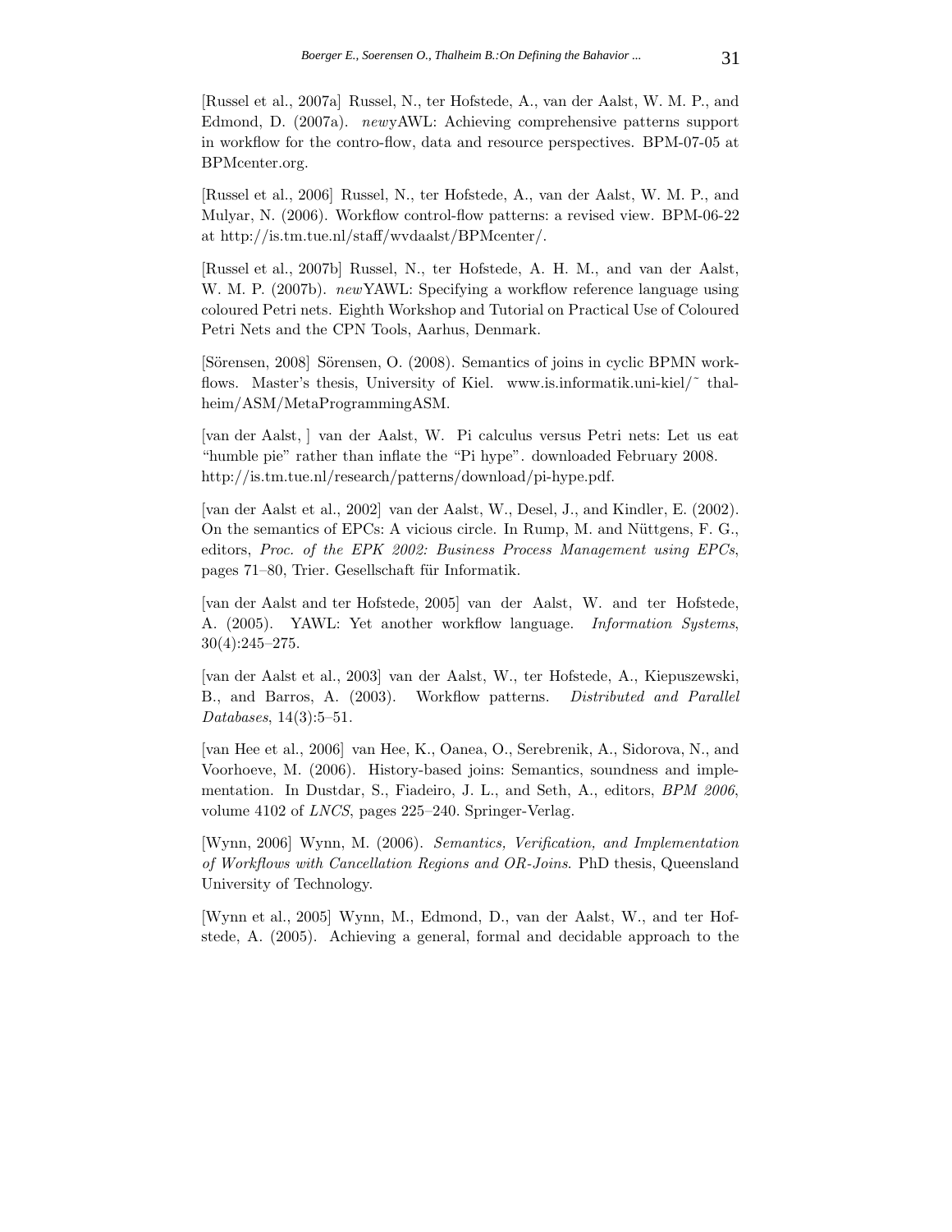[Russel et al., 2007a] Russel, N., ter Hofstede, A., van der Aalst, W. M. P., and Edmond, D. (2007a). *new*yAWL: Achieving comprehensive patterns support in workflow for the contro-flow, data and resource perspectives. BPM-07-05 at BPMcenter.org.

[Russel et al., 2006] Russel, N., ter Hofstede, A., van der Aalst, W. M. P., and Mulyar, N. (2006). Workflow control-flow patterns: a revised view. BPM-06-22 at http://is.tm.tue.nl/staff/wvdaalst/BPMcenter/.

[Russel et al., 2007b] Russel, N., ter Hofstede, A. H. M., and van der Aalst, W. M. P. (2007b). *new*YAWL: Specifying a workflow reference language using coloured Petri nets. Eighth Workshop and Tutorial on Practical Use of Coloured Petri Nets and the CPN Tools, Aarhus, Denmark.

[Sörensen, 2008] Sörensen, O. (2008). Semantics of joins in cyclic BPMN workflows. Master's thesis, University of Kiel. www.is.informatik.uni-kiel/˜ thalheim/ASM/MetaProgrammingASM.

[van der Aalst, ] van der Aalst, W. Pi calculus versus Petri nets: Let us eat "humble pie" rather than inflate the "Pi hype". downloaded February 2008. http://is.tm.tue.nl/research/patterns/download/pi-hype.pdf.

[van der Aalst et al., 2002] van der Aalst, W., Desel, J., and Kindler, E. (2002). On the semantics of EPCs: A vicious circle. In Rump, M. and Nüttgens, F. G., editors, *Proc. of the EPK 2002: Business Process Management using EPCs*, pages 71–80, Trier. Gesellschaft für Informatik.

[van der Aalst and ter Hofstede, 2005] van der Aalst, W. and ter Hofstede, A. (2005). YAWL: Yet another workflow language. *Information Systems*, 30(4):245–275.

[van der Aalst et al., 2003] van der Aalst, W., ter Hofstede, A., Kiepuszewski, B., and Barros, A. (2003). Workflow patterns. *Distributed and Parallel Databases*, 14(3):5–51.

[van Hee et al., 2006] van Hee, K., Oanea, O., Serebrenik, A., Sidorova, N., and Voorhoeve, M. (2006). History-based joins: Semantics, soundness and implementation. In Dustdar, S., Fiadeiro, J. L., and Seth, A., editors, *BPM 2006*, volume 4102 of *LNCS*, pages 225–240. Springer-Verlag.

[Wynn, 2006] Wynn, M. (2006). *Semantics, Verification, and Implementation of Workflows with Cancellation Regions and OR-Joins*. PhD thesis, Queensland University of Technology.

[Wynn et al., 2005] Wynn, M., Edmond, D., van der Aalst, W., and ter Hofstede, A. (2005). Achieving a general, formal and decidable approach to the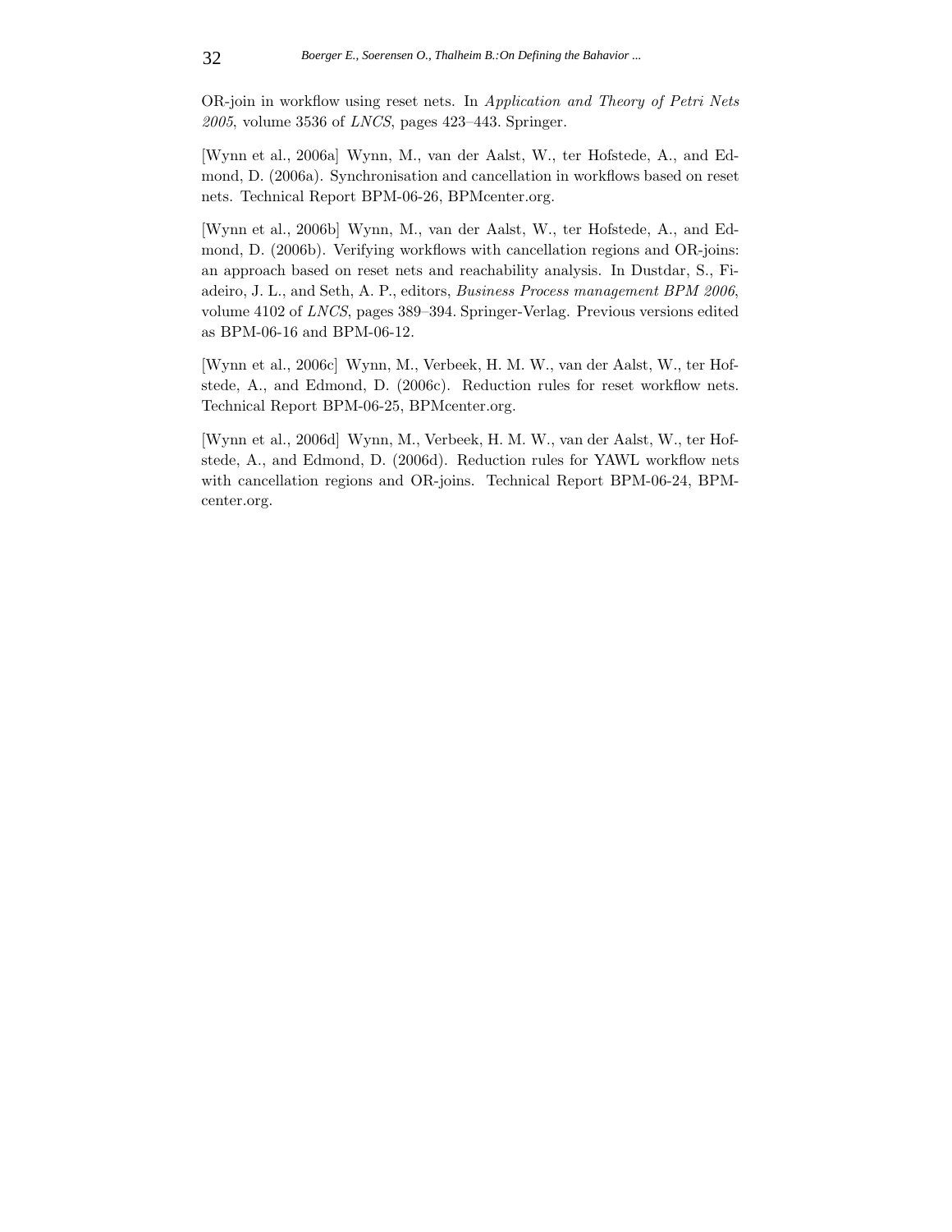OR-join in workflow using reset nets. In *Application and Theory of Petri Nets 2005*, volume 3536 of *LNCS*, pages 423–443. Springer.

[Wynn et al., 2006a] Wynn, M., van der Aalst, W., ter Hofstede, A., and Edmond, D. (2006a). Synchronisation and cancellation in workflows based on reset nets. Technical Report BPM-06-26, BPMcenter.org.

[Wynn et al., 2006b] Wynn, M., van der Aalst, W., ter Hofstede, A., and Edmond, D. (2006b). Verifying workflows with cancellation regions and OR-joins: an approach based on reset nets and reachability analysis. In Dustdar, S., Fiadeiro, J. L., and Seth, A. P., editors, *Business Process management BPM 2006*, volume 4102 of *LNCS*, pages 389–394. Springer-Verlag. Previous versions edited as BPM-06-16 and BPM-06-12.

[Wynn et al., 2006c] Wynn, M., Verbeek, H. M. W., van der Aalst, W., ter Hofstede, A., and Edmond, D. (2006c). Reduction rules for reset workflow nets. Technical Report BPM-06-25, BPMcenter.org.

[Wynn et al., 2006d] Wynn, M., Verbeek, H. M. W., van der Aalst, W., ter Hofstede, A., and Edmond, D. (2006d). Reduction rules for YAWL workflow nets with cancellation regions and OR-joins. Technical Report BPM-06-24, BPMcenter.org.